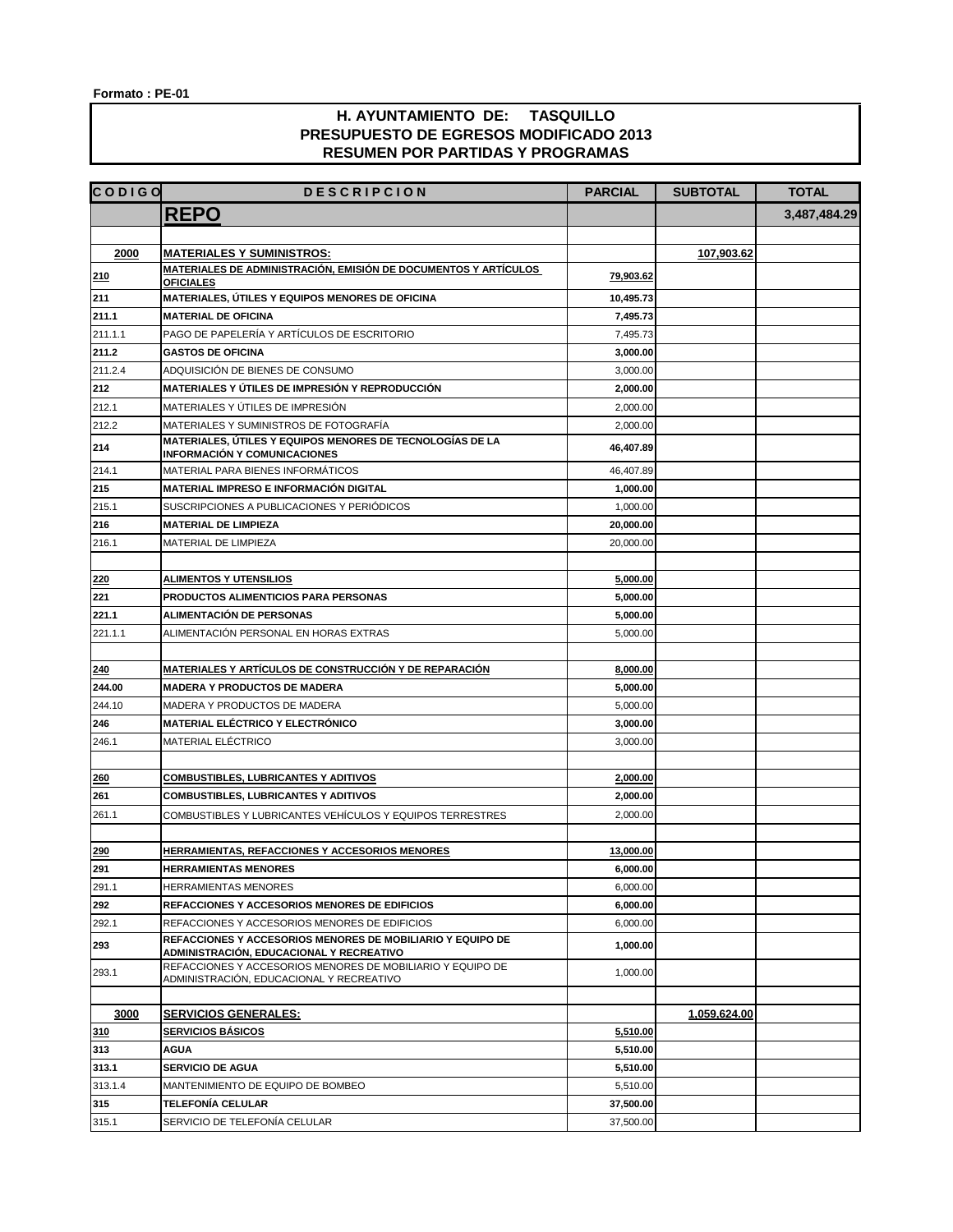Formato : PE-01

**H. AYUNTAMIENTO DE: TASQUILLO**
**PRESUPUESTO DE EGRESOS MODIFICADO 2013**
**RESUMEN POR PARTIDAS Y PROGRAMAS**

| C O D I G O | D E S C R I P C I O N | PARCIAL | SUBTOTAL | TOTAL |
|---|---|---|---|---|
| | **REPO** | | | **3,487,484.29** |
| | | | | |
| **2000** | **MATERIALES Y SUMINISTROS:** | | **107,903.62** | |
| **210** | **MATERIALES DE ADMINISTRACIÓN, EMISIÓN DE DOCUMENTOS Y ARTÍCULOS OFICIALES** | **79,903.62** | | |
| **211** | **MATERIALES, ÚTILES Y EQUIPOS MENORES DE OFICINA** | **10,495.73** | | |
| **211.1** | **MATERIAL DE OFICINA** | **7,495.73** | | |
| 211.1.1 | PAGO DE PAPELERÍA Y ARTÍCULOS DE ESCRITORIO | 7,495.73 | | |
| **211.2** | **GASTOS DE OFICINA** | **3,000.00** | | |
| 211.2.4 | ADQUISICIÓN DE BIENES DE CONSUMO | 3,000.00 | | |
| **212** | **MATERIALES Y ÚTILES DE IMPRESIÓN Y REPRODUCCIÓN** | **2,000.00** | | |
| 212.1 | MATERIALES Y ÚTILES DE IMPRESIÓN | 2,000.00 | | |
| 212.2 | MATERIALES Y SUMINISTROS DE FOTOGRAFÍA | 2,000.00 | | |
| **214** | **MATERIALES, ÚTILES Y EQUIPOS MENORES DE TECNOLOGÍAS DE LA INFORMACIÓN Y COMUNICACIONES** | **46,407.89** | | |
| 214.1 | MATERIAL PARA BIENES INFORMÁTICOS | 46,407.89 | | |
| **215** | **MATERIAL IMPRESO E INFORMACIÓN DIGITAL** | **1,000.00** | | |
| 215.1 | SUSCRIPCIONES A PUBLICACIONES Y PERIÓDICOS | 1,000.00 | | |
| **216** | **MATERIAL DE LIMPIEZA** | **20,000.00** | | |
| 216.1 | MATERIAL DE LIMPIEZA | 20,000.00 | | |
| | | | | |
| **220** | **ALIMENTOS Y UTENSILIOS** | **5,000.00** | | |
| **221** | **PRODUCTOS ALIMENTICIOS PARA PERSONAS** | **5,000.00** | | |
| **221.1** | **ALIMENTACIÓN DE PERSONAS** | **5,000.00** | | |
| 221.1.1 | ALIMENTACIÓN PERSONAL EN HORAS EXTRAS | 5,000.00 | | |
| | | | | |
| **240** | **MATERIALES Y ARTÍCULOS DE CONSTRUCCIÓN Y DE REPARACIÓN** | **8,000.00** | | |
| **244.00** | **MADERA Y PRODUCTOS DE MADERA** | **5,000.00** | | |
| 244.10 | MADERA Y PRODUCTOS DE MADERA | 5,000.00 | | |
| **246** | **MATERIAL ELÉCTRICO Y ELECTRÓNICO** | **3,000.00** | | |
| 246.1 | MATERIAL ELÉCTRICO | 3,000.00 | | |
| | | | | |
| **260** | **COMBUSTIBLES, LUBRICANTES Y ADITIVOS** | **2,000.00** | | |
| **261** | **COMBUSTIBLES, LUBRICANTES Y ADITIVOS** | **2,000.00** | | |
| 261.1 | COMBUSTIBLES Y LUBRICANTES VEHÍCULOS Y EQUIPOS TERRESTRES | 2,000.00 | | |
| | | | | |
| **290** | **HERRAMIENTAS, REFACCIONES Y ACCESORIOS MENORES** | **13,000.00** | | |
| **291** | **HERRAMIENTAS MENORES** | **6,000.00** | | |
| 291.1 | HERRAMIENTAS MENORES | 6,000.00 | | |
| **292** | **REFACCIONES Y ACCESORIOS MENORES DE EDIFICIOS** | **6,000.00** | | |
| 292.1 | REFACCIONES Y ACCESORIOS MENORES DE EDIFICIOS | 6,000.00 | | |
| **293** | **REFACCIONES Y ACCESORIOS MENORES DE MOBILIARIO Y EQUIPO DE ADMINISTRACIÓN, EDUCACIONAL Y RECREATIVO** | **1,000.00** | | |
| 293.1 | REFACCIONES Y ACCESORIOS MENORES DE MOBILIARIO Y EQUIPO DE ADMINISTRACIÓN, EDUCACIONAL Y RECREATIVO | 1,000.00 | | |
| | | | | |
| **3000** | **SERVICIOS GENERALES:** | | **1,059,624.00** | |
| **310** | **SERVICIOS BÁSICOS** | **5,510.00** | | |
| **313** | **AGUA** | **5,510.00** | | |
| **313.1** | **SERVICIO DE AGUA** | **5,510.00** | | |
| 313.1.4 | MANTENIMIENTO DE EQUIPO DE BOMBEO | 5,510.00 | | |
| **315** | **TELEFONÍA CELULAR** | **37,500.00** | | |
| 315.1 | SERVICIO DE TELEFONÍA CELULAR | 37,500.00 | | |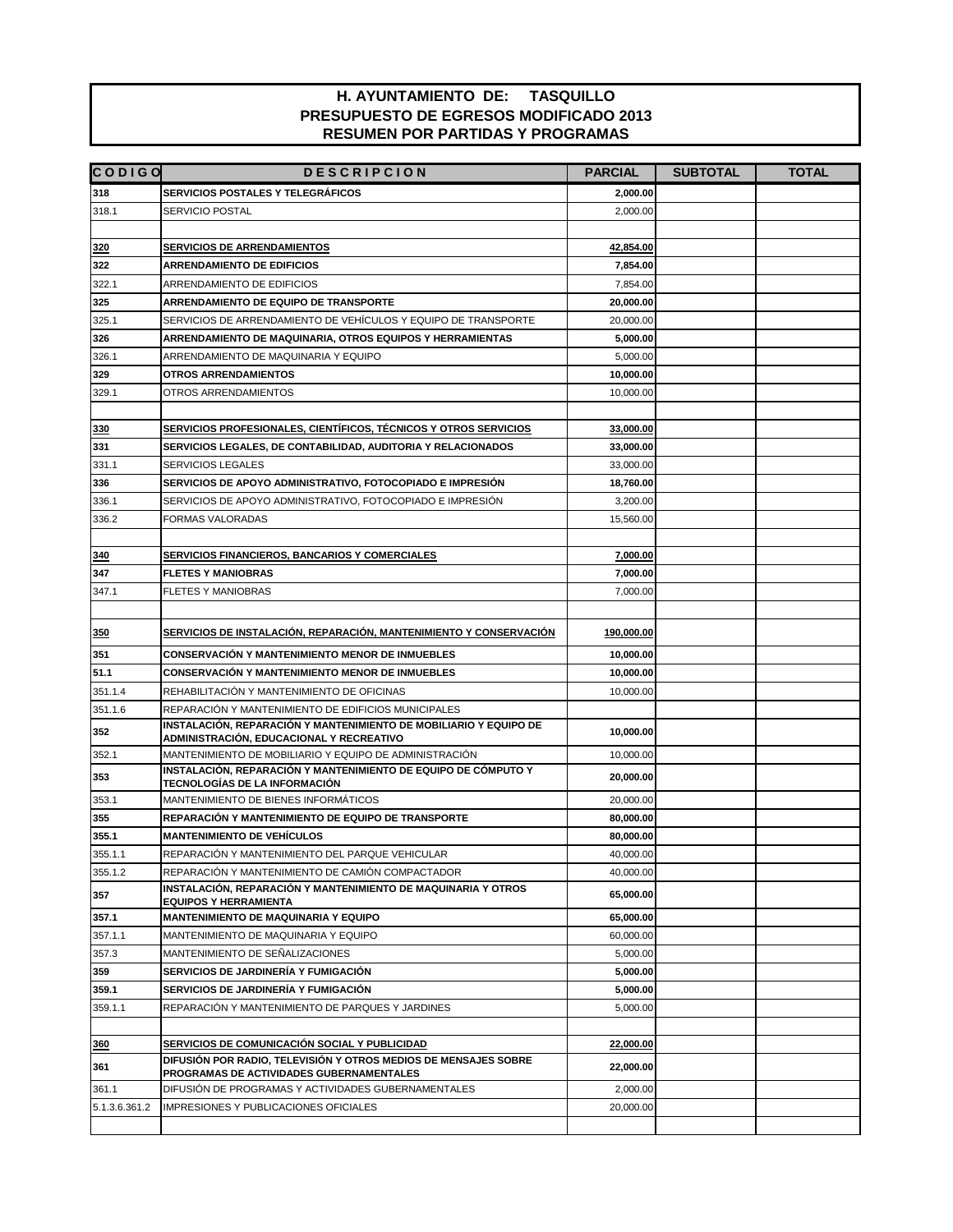**H. AYUNTAMIENTO DE: TASQUILLO**
**PRESUPUESTO DE EGRESOS MODIFICADO 2013**
**RESUMEN POR PARTIDAS Y PROGRAMAS**

| CODIGO | DESCRIPCION | PARCIAL | SUBTOTAL | TOTAL |
|---|---|---|---|---|
| **318** | **SERVICIOS POSTALES Y TELEGRÁFICOS** | **2,000.00** | | |
| 318.1 | SERVICIO POSTAL | 2,000.00 | | |
| | | | | |
| **320** | **SERVICIOS DE ARRENDAMIENTOS** | **42,854.00** | | |
| **322** | **ARRENDAMIENTO DE EDIFICIOS** | **7,854.00** | | |
| 322.1 | ARRENDAMIENTO DE EDIFICIOS | 7,854.00 | | |
| **325** | **ARRENDAMIENTO DE EQUIPO DE TRANSPORTE** | **20,000.00** | | |
| 325.1 | SERVICIOS DE ARRENDAMIENTO DE VEHÍCULOS Y EQUIPO DE TRANSPORTE | 20,000.00 | | |
| **326** | **ARRENDAMIENTO DE MAQUINARIA, OTROS EQUIPOS Y HERRAMIENTAS** | **5,000.00** | | |
| 326.1 | ARRENDAMIENTO DE MAQUINARIA Y EQUIPO | 5,000.00 | | |
| **329** | **OTROS ARRENDAMIENTOS** | **10,000.00** | | |
| 329.1 | OTROS ARRENDAMIENTOS | 10,000.00 | | |
| | | | | |
| **330** | **SERVICIOS PROFESIONALES, CIENTÍFICOS, TÉCNICOS Y OTROS SERVICIOS** | **33,000.00** | | |
| **331** | **SERVICIOS LEGALES, DE CONTABILIDAD, AUDITORIA Y RELACIONADOS** | **33,000.00** | | |
| 331.1 | SERVICIOS LEGALES | 33,000.00 | | |
| **336** | **SERVICIOS DE APOYO ADMINISTRATIVO, FOTOCOPIADO E IMPRESIÓN** | **18,760.00** | | |
| 336.1 | SERVICIOS DE APOYO ADMINISTRATIVO, FOTOCOPIADO E IMPRESIÓN | 3,200.00 | | |
| 336.2 | FORMAS VALORADAS | 15,560.00 | | |
| | | | | |
| **340** | **SERVICIOS FINANCIEROS, BANCARIOS Y COMERCIALES** | **7,000.00** | | |
| **347** | **FLETES Y MANIOBRAS** | **7,000.00** | | |
| 347.1 | FLETES Y MANIOBRAS | 7,000.00 | | |
| | | | | |
| **350** | **SERVICIOS DE INSTALACIÓN, REPARACIÓN, MANTENIMIENTO Y CONSERVACIÓN** | **190,000.00** | | |
| **351** | **CONSERVACIÓN Y MANTENIMIENTO MENOR DE INMUEBLES** | **10,000.00** | | |
| **51.1** | **CONSERVACIÓN Y MANTENIMIENTO MENOR DE INMUEBLES** | **10,000.00** | | |
| 351.1.4 | REHABILITACIÓN Y MANTENIMIENTO DE OFICINAS | 10,000.00 | | |
| 351.1.6 | REPARACIÓN Y MANTENIMIENTO DE EDIFICIOS MUNICIPALES | | | |
| **352** | **INSTALACIÓN, REPARACIÓN Y MANTENIMIENTO DE MOBILIARIO Y EQUIPO DE ADMINISTRACIÓN, EDUCACIONAL Y RECREATIVO** | **10,000.00** | | |
| 352.1 | MANTENIMIENTO DE MOBILIARIO Y EQUIPO DE ADMINISTRACIÓN | 10,000.00 | | |
| **353** | **INSTALACIÓN, REPARACIÓN Y MANTENIMIENTO DE EQUIPO DE CÓMPUTO Y TECNOLOGÍAS DE LA INFORMACIÓN** | **20,000.00** | | |
| 353.1 | MANTENIMIENTO DE BIENES INFORMÁTICOS | 20,000.00 | | |
| **355** | **REPARACIÓN Y MANTENIMIENTO DE EQUIPO DE TRANSPORTE** | **80,000.00** | | |
| **355.1** | **MANTENIMIENTO DE VEHÍCULOS** | **80,000.00** | | |
| 355.1.1 | REPARACIÓN Y MANTENIMIENTO DEL PARQUE VEHICULAR | 40,000.00 | | |
| 355.1.2 | REPARACIÓN Y MANTENIMIENTO DE CAMIÓN COMPACTADOR | 40,000.00 | | |
| **357** | **INSTALACIÓN, REPARACIÓN Y MANTENIMIENTO DE MAQUINARIA Y OTROS EQUIPOS Y HERRAMIENTA** | **65,000.00** | | |
| **357.1** | **MANTENIMIENTO DE MAQUINARIA Y EQUIPO** | **65,000.00** | | |
| 357.1.1 | MANTENIMIENTO DE MAQUINARIA Y EQUIPO | 60,000.00 | | |
| 357.3 | MANTENIMIENTO DE SEÑALIZACIONES | 5,000.00 | | |
| **359** | **SERVICIOS DE JARDINERÍA Y FUMIGACIÓN** | **5,000.00** | | |
| **359.1** | **SERVICIOS DE JARDINERÍA Y FUMIGACIÓN** | **5,000.00** | | |
| 359.1.1 | REPARACIÓN Y MANTENIMIENTO DE PARQUES Y JARDINES | 5,000.00 | | |
| | | | | |
| **360** | **SERVICIOS DE COMUNICACIÓN SOCIAL Y PUBLICIDAD** | **22,000.00** | | |
| **361** | **DIFUSIÓN POR RADIO, TELEVISIÓN Y OTROS MEDIOS DE MENSAJES SOBRE PROGRAMAS DE ACTIVIDADES GUBERNAMENTALES** | **22,000.00** | | |
| 361.1 | DIFUSIÓN DE PROGRAMAS Y ACTIVIDADES GUBERNAMENTALES | 2,000.00 | | |
| 5.1.3.6.361.2 | IMPRESIONES Y PUBLICACIONES OFICIALES | 20,000.00 | | |
| | | | | |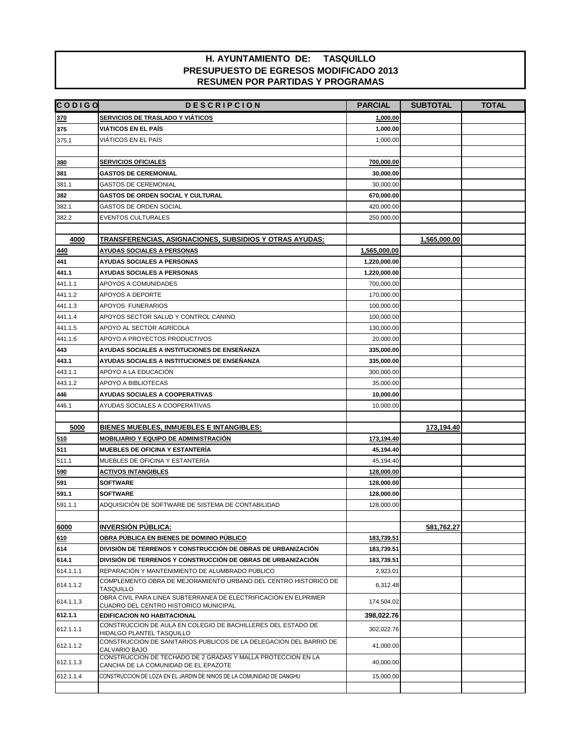# H. AYUNTAMIENTO DE: TASQUILLO
## PRESUPUESTO DE EGRESOS MODIFICADO 2013
## RESUMEN POR PARTIDAS Y PROGRAMAS

| CODIGO | DESCRIPCION | PARCIAL | SUBTOTAL | TOTAL |
|---|---|---|---|---|
| **370** | **SERVICIOS DE TRASLADO Y VIÁTICOS** | **1,000.00** | | |
| **375** | **VIÁTICOS EN EL PAÍS** | **1,000.00** | | |
| 375.1 | VIÁTICOS EN EL PAÍS | 1,000.00 | | |
| | | | | |
| **380** | **SERVICIOS OFICIALES** | **700,000.00** | | |
| **381** | **GASTOS DE CEREMONIAL** | **30,000.00** | | |
| 381.1 | GASTOS DE CEREMONIAL | 30,000.00 | | |
| **382** | **GASTOS DE ORDEN SOCIAL Y CULTURAL** | **670,000.00** | | |
| 382.1 | GASTOS DE ORDEN SOCIAL | 420,000.00 | | |
| 382.2 | EVENTOS CULTURALES | 250,000.00 | | |
| | | | | |
| **4000** | **TRANSFERENCIAS, ASIGNACIONES, SUBSIDIOS Y OTRAS AYUDAS:** | | **1,565,000.00** | |
| **440** | **AYUDAS SOCIALES A PERSONAS** | **1,565,000.00** | | |
| **441** | **AYUDAS SOCIALES A PERSONAS** | **1,220,000.00** | | |
| **441.1** | **AYUDAS SOCIALES A PERSONAS** | **1,220,000.00** | | |
| 441.1.1 | APOYOS A COMUNIDADES | 700,000.00 | | |
| 441.1.2 | APOYOS A DEPORTE | 170,000.00 | | |
| 441.1.3 | APOYOS FUNERARIOS | 100,000.00 | | |
| 441.1.4 | APOYOS SECTOR SALUD Y CONTROL CANINO | 100,000.00 | | |
| 441.1.5 | APOYO AL SECTOR AGRÍCOLA | 130,000.00 | | |
| 441.1.6 | APOYO A PROYECTOS PRODUCTIVOS | 20,000.00 | | |
| **443** | **AYUDAS SOCIALES A INSTITUCIONES DE ENSEÑANZA** | **335,000.00** | | |
| **443.1** | **AYUDAS SOCIALES A INSTITUCIONES DE ENSEÑANZA** | **335,000.00** | | |
| 443.1.1 | APOYO A LA EDUCACIÓN | 300,000.00 | | |
| 443.1.2 | APOYO A BIBLIOTECAS | 35,000.00 | | |
| **446** | **AYUDAS SOCIALES A COOPERATIVAS** | **10,000.00** | | |
| 446.1 | AYUDAS SOCIALES A COOPERATIVAS | 10,000.00 | | |
| | | | | |
| **5000** | **BIENES MUEBLES, INMUEBLES E INTANGIBLES:** | | **173,194.40** | |
| **510** | **MOBILIARIO Y EQUIPO DE ADMINISTRACIÓN** | **173,194.40** | | |
| **511** | **MUEBLES DE OFICINA Y ESTANTERÍA** | **45,194.40** | | |
| 511.1 | MUEBLES DE OFICINA Y ESTANTERÍA | 45,194.40 | | |
| **590** | **ACTIVOS INTANGIBLES** | **128,000.00** | | |
| **591** | **SOFTWARE** | **128,000.00** | | |
| **591.1** | **SOFTWARE** | **128,000.00** | | |
| 591.1.1 | ADQUISICIÓN DE SOFTWARE DE SISTEMA DE CONTABILIDAD | 128,000.00 | | |
| | | | | |
| **6000** | **INVERSIÓN PÚBLICA:** | | **581,762.27** | |
| **610** | **OBRA PÚBLICA EN BIENES DE DOMINIO PÚBLICO** | **183,739.51** | | |
| **614** | **DIVISIÓN DE TERRENOS Y CONSTRUCCIÓN DE OBRAS DE URBANIZACIÓN** | **183,739.51** | | |
| **614.1** | **DIVISIÓN DE TERRENOS Y CONSTRUCCIÓN DE OBRAS DE URBANIZACIÓN** | **183,739.51** | | |
| 614.1.1.1 | REPARACIÓN Y MANTENIMIENTO DE ALUMBRADO PÚBLICO | 2,923.01 | | |
| 614.1.1.2 | COMPLEMENTO OBRA DE MEJORAMIENTO URBANO DEL CENTRO HISTORICO DE TASQUILLO | 6,312.48 | | |
| 614.1.1.3 | OBRA CIVIL PARA LINEA SUBTERRANEA DE ELECTRIFICACION EN ELPRIMER CUADRO DEL CENTRO HISTORICO MUNICIPAL | 174,504.02 | | |
| **612.1.1** | **EDIFICACION NO HABITACIONAL** | **398,022.76** | | |
| 612.1.1.1 | CONSTRUCCION DE AULA EN COLEGIO DE BACHILLERES DEL ESTADO DE HIDALGO PLANTEL TASQUILLO | 302,022.76 | | |
| 612.1.1.2 | CONSTRUCCION DE SANITARIOS PUBLICOS DE LA DELEGACION DEL BARRIO DE CALVARIO BAJO | 41,000.00 | | |
| 612.1.1.3 | CONSTRUCCION DE TECHADO DE 2 GRADAS Y MALLA PROTECCION EN LA CANCHA DE LA COMUNIDAD DE EL EPAZOTE | 40,000.00 | | |
| 612.1.1.4 | CONSTRUCCION DE LOZA EN EL JARDIN DE NINOS DE LA COMUNIDAD DE DANGHU | 15,000.00 | | |
| | | | | |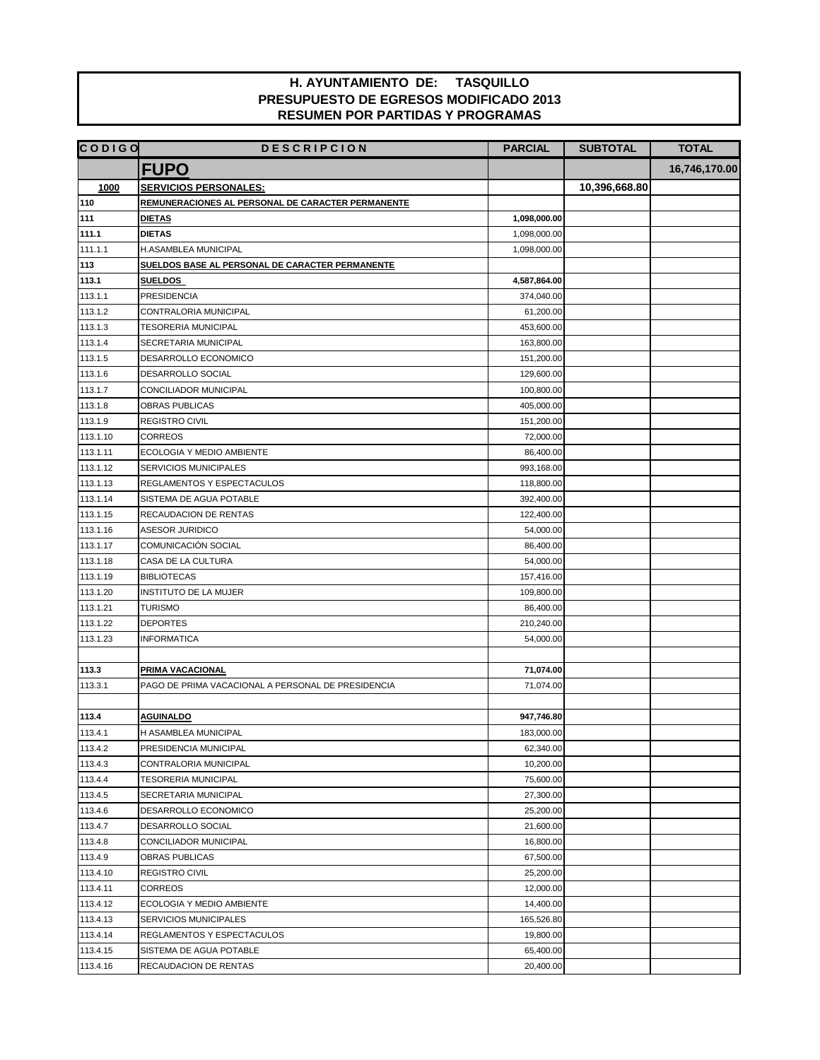# H. AYUNTAMIENTO DE: TASQUILLO
## PRESUPUESTO DE EGRESOS MODIFICADO 2013
## RESUMEN POR PARTIDAS Y PROGRAMAS

| CODIGO | DESCRIPCION | PARCIAL | SUBTOTAL | TOTAL |
|---|---|---|---|---|
| | **FUPO** | | | **16,746,170.00** |
| **1000** | **SERVICIOS PERSONALES:** | | **10,396,668.80** | |
| **110** | **REMUNERACIONES AL PERSONAL DE CARACTER PERMANENTE** | | | |
| **111** | **DIETAS** | **1,098,000.00** | | |
| **111.1** | **DIETAS** | 1,098,000.00 | | |
| 111.1.1 | H.ASAMBLEA MUNICIPAL | 1,098,000.00 | | |
| **113** | **SUELDOS BASE AL PERSONAL DE CARACTER PERMANENTE** | | | |
| **113.1** | **SUELDOS** | **4,587,864.00** | | |
| 113.1.1 | PRESIDENCIA | 374,040.00 | | |
| 113.1.2 | CONTRALORIA MUNICIPAL | 61,200.00 | | |
| 113.1.3 | TESORERIA MUNICIPAL | 453,600.00 | | |
| 113.1.4 | SECRETARIA MUNICIPAL | 163,800.00 | | |
| 113.1.5 | DESARROLLO ECONOMICO | 151,200.00 | | |
| 113.1.6 | DESARROLLO SOCIAL | 129,600.00 | | |
| 113.1.7 | CONCILIADOR MUNICIPAL | 100,800.00 | | |
| 113.1.8 | OBRAS PUBLICAS | 405,000.00 | | |
| 113.1.9 | REGISTRO CIVIL | 151,200.00 | | |
| 113.1.10 | CORREOS | 72,000.00 | | |
| 113.1.11 | ECOLOGIA Y MEDIO AMBIENTE | 86,400.00 | | |
| 113.1.12 | SERVICIOS MUNICIPALES | 993,168.00 | | |
| 113.1.13 | REGLAMENTOS Y ESPECTACULOS | 118,800.00 | | |
| 113.1.14 | SISTEMA DE AGUA POTABLE | 392,400.00 | | |
| 113.1.15 | RECAUDACION DE RENTAS | 122,400.00 | | |
| 113.1.16 | ASESOR JURIDICO | 54,000.00 | | |
| 113.1.17 | COMUNICACIÓN SOCIAL | 86,400.00 | | |
| 113.1.18 | CASA DE LA CULTURA | 54,000.00 | | |
| 113.1.19 | BIBLIOTECAS | 157,416.00 | | |
| 113.1.20 | INSTITUTO DE LA MUJER | 109,800.00 | | |
| 113.1.21 | TURISMO | 86,400.00 | | |
| 113.1.22 | DEPORTES | 210,240.00 | | |
| 113.1.23 | INFORMATICA | 54,000.00 | | |
| | | | | |
| **113.3** | **PRIMA VACACIONAL** | **71,074.00** | | |
| 113.3.1 | PAGO DE PRIMA VACACIONAL A PERSONAL DE PRESIDENCIA | 71,074.00 | | |
| | | | | |
| **113.4** | **AGUINALDO** | **947,746.80** | | |
| 113.4.1 | H ASAMBLEA MUNICIPAL | 183,000.00 | | |
| 113.4.2 | PRESIDENCIA MUNICIPAL | 62,340.00 | | |
| 113.4.3 | CONTRALORIA MUNICIPAL | 10,200.00 | | |
| 113.4.4 | TESORERIA MUNICIPAL | 75,600.00 | | |
| 113.4.5 | SECRETARIA MUNICIPAL | 27,300.00 | | |
| 113.4.6 | DESARROLLO ECONOMICO | 25,200.00 | | |
| 113.4.7 | DESARROLLO SOCIAL | 21,600.00 | | |
| 113.4.8 | CONCILIADOR MUNICIPAL | 16,800.00 | | |
| 113.4.9 | OBRAS PUBLICAS | 67,500.00 | | |
| 113.4.10 | REGISTRO CIVIL | 25,200.00 | | |
| 113.4.11 | CORREOS | 12,000.00 | | |
| 113.4.12 | ECOLOGIA Y MEDIO AMBIENTE | 14,400.00 | | |
| 113.4.13 | SERVICIOS MUNICIPALES | 165,526.80 | | |
| 113.4.14 | REGLAMENTOS Y ESPECTACULOS | 19,800.00 | | |
| 113.4.15 | SISTEMA DE AGUA POTABLE | 65,400.00 | | |
| 113.4.16 | RECAUDACION DE RENTAS | 20,400.00 | | |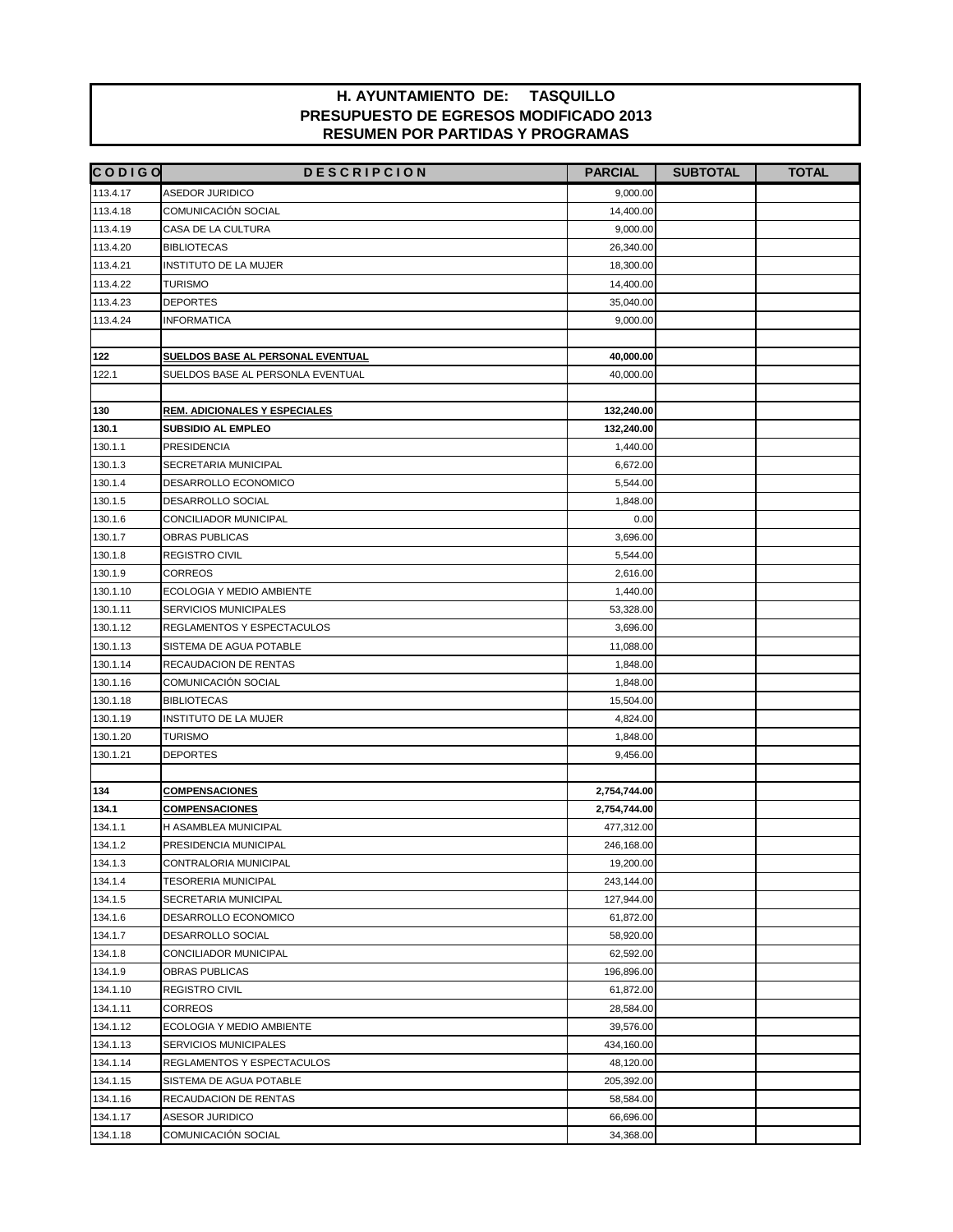# H. AYUNTAMIENTO DE: TASQUILLO
## PRESUPUESTO DE EGRESOS MODIFICADO 2013
## RESUMEN POR PARTIDAS Y PROGRAMAS

| CODIGO | DESCRIPCION | PARCIAL | SUBTOTAL | TOTAL |
|---|---|---|---|---|
| 113.4.17 | ASEDOR JURIDICO | 9,000.00 | | |
| 113.4.18 | COMUNICACIÓN SOCIAL | 14,400.00 | | |
| 113.4.19 | CASA DE LA CULTURA | 9,000.00 | | |
| 113.4.20 | BIBLIOTECAS | 26,340.00 | | |
| 113.4.21 | INSTITUTO DE LA MUJER | 18,300.00 | | |
| 113.4.22 | TURISMO | 14,400.00 | | |
| 113.4.23 | DEPORTES | 35,040.00 | | |
| 113.4.24 | INFORMATICA | 9,000.00 | | |
| | | | | |
| **122** | **SUELDOS BASE AL PERSONAL EVENTUAL** | **40,000.00** | | |
| 122.1 | SUELDOS BASE AL PERSONLA EVENTUAL | 40,000.00 | | |
| | | | | |
| **130** | **REM. ADICIONALES Y ESPECIALES** | **132,240.00** | | |
| **130.1** | **SUBSIDIO AL EMPLEO** | **132,240.00** | | |
| 130.1.1 | PRESIDENCIA | 1,440.00 | | |
| 130.1.3 | SECRETARIA MUNICIPAL | 6,672.00 | | |
| 130.1.4 | DESARROLLO ECONOMICO | 5,544.00 | | |
| 130.1.5 | DESARROLLO SOCIAL | 1,848.00 | | |
| 130.1.6 | CONCILIADOR MUNICIPAL | 0.00 | | |
| 130.1.7 | OBRAS PUBLICAS | 3,696.00 | | |
| 130.1.8 | REGISTRO CIVIL | 5,544.00 | | |
| 130.1.9 | CORREOS | 2,616.00 | | |
| 130.1.10 | ECOLOGIA Y MEDIO AMBIENTE | 1,440.00 | | |
| 130.1.11 | SERVICIOS MUNICIPALES | 53,328.00 | | |
| 130.1.12 | REGLAMENTOS Y ESPECTACULOS | 3,696.00 | | |
| 130.1.13 | SISTEMA DE AGUA POTABLE | 11,088.00 | | |
| 130.1.14 | RECAUDACION DE RENTAS | 1,848.00 | | |
| 130.1.16 | COMUNICACIÓN SOCIAL | 1,848.00 | | |
| 130.1.18 | BIBLIOTECAS | 15,504.00 | | |
| 130.1.19 | INSTITUTO DE LA MUJER | 4,824.00 | | |
| 130.1.20 | TURISMO | 1,848.00 | | |
| 130.1.21 | DEPORTES | 9,456.00 | | |
| | | | | |
| **134** | **COMPENSACIONES** | **2,754,744.00** | | |
| **134.1** | **COMPENSACIONES** | **2,754,744.00** | | |
| 134.1.1 | H ASAMBLEA MUNICIPAL | 477,312.00 | | |
| 134.1.2 | PRESIDENCIA MUNICIPAL | 246,168.00 | | |
| 134.1.3 | CONTRALORIA MUNICIPAL | 19,200.00 | | |
| 134.1.4 | TESORERIA MUNICIPAL | 243,144.00 | | |
| 134.1.5 | SECRETARIA MUNICIPAL | 127,944.00 | | |
| 134.1.6 | DESARROLLO ECONOMICO | 61,872.00 | | |
| 134.1.7 | DESARROLLO SOCIAL | 58,920.00 | | |
| 134.1.8 | CONCILIADOR MUNICIPAL | 62,592.00 | | |
| 134.1.9 | OBRAS PUBLICAS | 196,896.00 | | |
| 134.1.10 | REGISTRO CIVIL | 61,872.00 | | |
| 134.1.11 | CORREOS | 28,584.00 | | |
| 134.1.12 | ECOLOGIA Y MEDIO AMBIENTE | 39,576.00 | | |
| 134.1.13 | SERVICIOS MUNICIPALES | 434,160.00 | | |
| 134.1.14 | REGLAMENTOS Y ESPECTACULOS | 48,120.00 | | |
| 134.1.15 | SISTEMA DE AGUA POTABLE | 205,392.00 | | |
| 134.1.16 | RECAUDACION DE RENTAS | 58,584.00 | | |
| 134.1.17 | ASESOR JURIDICO | 66,696.00 | | |
| 134.1.18 | COMUNICACIÓN SOCIAL | 34,368.00 | | |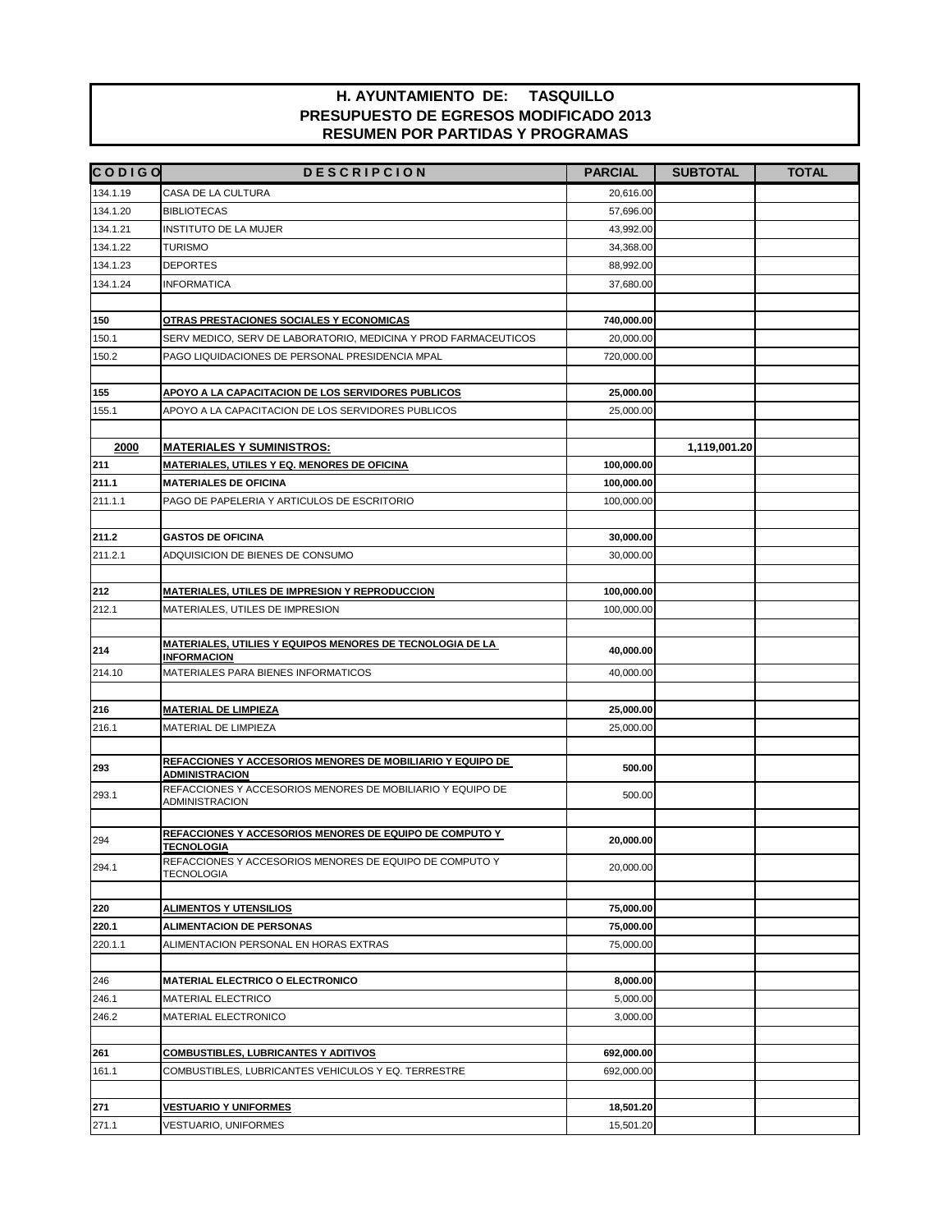# H. AYUNTAMIENTO DE: TASQUILLO
## PRESUPUESTO DE EGRESOS MODIFICADO 2013
## RESUMEN POR PARTIDAS Y PROGRAMAS

| C O D I G O | D E S C R I P C I O N | PARCIAL | SUBTOTAL | TOTAL |
|---|---|---|---|---|
| 134.1.19 | CASA DE LA CULTURA | 20,616.00 | | |
| 134.1.20 | BIBLIOTECAS | 57,696.00 | | |
| 134.1.21 | INSTITUTO DE LA MUJER | 43,992.00 | | |
| 134.1.22 | TURISMO | 34,368.00 | | |
| 134.1.23 | DEPORTES | 88,992.00 | | |
| 134.1.24 | INFORMATICA | 37,680.00 | | |
| | | | | |
| **150** | **OTRAS PRESTACIONES SOCIALES Y ECONOMICAS** | **740,000.00** | | |
| 150.1 | SERV MEDICO, SERV DE LABORATORIO, MEDICINA Y PROD FARMACEUTICOS | 20,000.00 | | |
| 150.2 | PAGO LIQUIDACIONES DE PERSONAL PRESIDENCIA MPAL | 720,000.00 | | |
| | | | | |
| **155** | **APOYO A LA CAPACITACION DE LOS SERVIDORES PUBLICOS** | **25,000.00** | | |
| 155.1 | APOYO A LA CAPACITACION DE LOS SERVIDORES PUBLICOS | 25,000.00 | | |
| | | | | |
| **2000** | **MATERIALES Y SUMINISTROS:** | | **1,119,001.20** | |
| **211** | **MATERIALES, UTILES Y EQ. MENORES DE OFICINA** | **100,000.00** | | |
| **211.1** | **MATERIALES DE OFICINA** | **100,000.00** | | |
| 211.1.1 | PAGO DE PAPELERIA Y ARTICULOS DE ESCRITORIO | 100,000.00 | | |
| | | | | |
| **211.2** | **GASTOS DE OFICINA** | **30,000.00** | | |
| 211.2.1 | ADQUISICION DE BIENES DE CONSUMO | 30,000.00 | | |
| | | | | |
| **212** | **MATERIALES, UTILES DE IMPRESION Y REPRODUCCION** | **100,000.00** | | |
| 212.1 | MATERIALES, UTILES DE IMPRESION | 100,000.00 | | |
| | | | | |
| **214** | **MATERIALES, UTILIES Y EQUIPOS MENORES DE TECNOLOGIA DE LA INFORMACION** | **40,000.00** | | |
| 214.10 | MATERIALES PARA BIENES INFORMATICOS | 40,000.00 | | |
| | | | | |
| **216** | **MATERIAL DE LIMPIEZA** | **25,000.00** | | |
| 216.1 | MATERIAL DE LIMPIEZA | 25,000.00 | | |
| | | | | |
| **293** | **REFACCIONES Y ACCESORIOS MENORES DE MOBILIARIO Y EQUIPO DE ADMINISTRACION** | **500.00** | | |
| 293.1 | REFACCIONES Y ACCESORIOS MENORES DE MOBILIARIO Y EQUIPO DE ADMINISTRACION | 500.00 | | |
| | | | | |
| 294 | **REFACCIONES Y ACCESORIOS MENORES DE EQUIPO DE COMPUTO Y TECNOLOGIA** | **20,000.00** | | |
| 294.1 | REFACCIONES Y ACCESORIOS MENORES DE EQUIPO DE COMPUTO Y TECNOLOGIA | 20,000.00 | | |
| | | | | |
| **220** | **ALIMENTOS Y UTENSILIOS** | **75,000.00** | | |
| **220.1** | **ALIMENTACION DE PERSONAS** | **75,000.00** | | |
| 220.1.1 | ALIMENTACION PERSONAL EN HORAS EXTRAS | 75,000.00 | | |
| | | | | |
| 246 | **MATERIAL ELECTRICO O ELECTRONICO** | **8,000.00** | | |
| 246.1 | MATERIAL ELECTRICO | 5,000.00 | | |
| 246.2 | MATERIAL ELECTRONICO | 3,000.00 | | |
| | | | | |
| **261** | **COMBUSTIBLES, LUBRICANTES Y ADITIVOS** | **692,000.00** | | |
| 161.1 | COMBUSTIBLES, LUBRICANTES VEHICULOS Y EQ. TERRESTRE | 692,000.00 | | |
| | | | | |
| **271** | **VESTUARIO Y UNIFORMES** | **18,501.20** | | |
| 271.1 | VESTUARIO, UNIFORMES | 15,501.20 | | |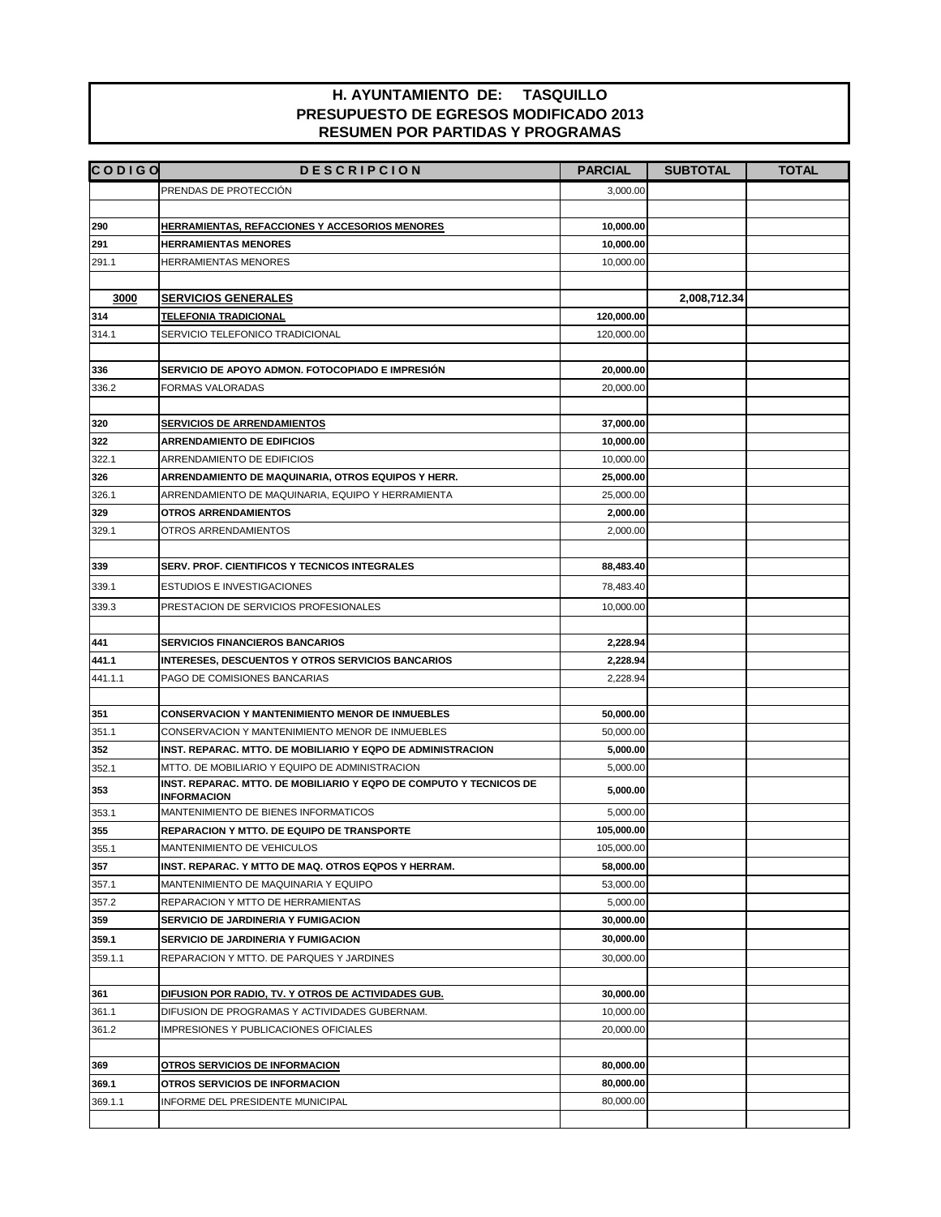# H. AYUNTAMIENTO DE: TASQUILLO
## PRESUPUESTO DE EGRESOS MODIFICADO 2013
## RESUMEN POR PARTIDAS Y PROGRAMAS

| CODIGO | DESCRIPCION | PARCIAL | SUBTOTAL | TOTAL |
|---|---|---|---|---|
| | PRENDAS DE PROTECCIÓN | 3,000.00 | | |
| | | | | |
| **290** | **HERRAMIENTAS, REFACCIONES Y ACCESORIOS MENORES** | **10,000.00** | | |
| **291** | **HERRAMIENTAS MENORES** | **10,000.00** | | |
| 291.1 | HERRAMIENTAS MENORES | 10,000.00 | | |
| | | | | |
| **3000** | **SERVICIOS GENERALES** | | **2,008,712.34** | |
| **314** | **TELEFONIA TRADICIONAL** | **120,000.00** | | |
| 314.1 | SERVICIO TELEFONICO TRADICIONAL | 120,000.00 | | |
| | | | | |
| **336** | **SERVICIO DE APOYO ADMON. FOTOCOPIADO E IMPRESIÓN** | **20,000.00** | | |
| 336.2 | FORMAS VALORADAS | 20,000.00 | | |
| | | | | |
| **320** | **SERVICIOS DE ARRENDAMIENTOS** | **37,000.00** | | |
| **322** | **ARRENDAMIENTO DE EDIFICIOS** | **10,000.00** | | |
| 322.1 | ARRENDAMIENTO DE EDIFICIOS | 10,000.00 | | |
| **326** | **ARRENDAMIENTO DE MAQUINARIA, OTROS EQUIPOS Y HERR.** | **25,000.00** | | |
| 326.1 | ARRENDAMIENTO DE MAQUINARIA, EQUIPO Y HERRAMIENTA | 25,000.00 | | |
| **329** | **OTROS ARRENDAMIENTOS** | **2,000.00** | | |
| 329.1 | OTROS ARRENDAMIENTOS | 2,000.00 | | |
| | | | | |
| **339** | **SERV. PROF. CIENTIFICOS Y TECNICOS INTEGRALES** | **88,483.40** | | |
| 339.1 | ESTUDIOS E INVESTIGACIONES | 78,483.40 | | |
| 339.3 | PRESTACION DE SERVICIOS PROFESIONALES | 10,000.00 | | |
| | | | | |
| **441** | **SERVICIOS FINANCIEROS BANCARIOS** | **2,228.94** | | |
| **441.1** | **INTERESES, DESCUENTOS Y OTROS SERVICIOS BANCARIOS** | **2,228.94** | | |
| 441.1.1 | PAGO DE COMISIONES BANCARIAS | 2,228.94 | | |
| | | | | |
| **351** | **CONSERVACION Y MANTENIMIENTO MENOR DE INMUEBLES** | **50,000.00** | | |
| 351.1 | CONSERVACION Y MANTENIMIENTO MENOR DE INMUEBLES | 50,000.00 | | |
| **352** | **INST. REPARAC. MTTO. DE MOBILIARIO Y EQPO DE ADMINISTRACION** | **5,000.00** | | |
| 352.1 | MTTO. DE MOBILIARIO Y EQUIPO DE ADMINISTRACION | 5,000.00 | | |
| **353** | **INST. REPARAC. MTTO. DE MOBILIARIO Y EQPO DE COMPUTO Y TECNICOS DE INFORMACION** | **5,000.00** | | |
| 353.1 | MANTENIMIENTO DE BIENES INFORMATICOS | 5,000.00 | | |
| **355** | **REPARACION Y MTTO. DE EQUIPO DE TRANSPORTE** | **105,000.00** | | |
| 355.1 | MANTENIMIENTO DE VEHICULOS | 105,000.00 | | |
| **357** | **INST. REPARAC. Y MTTO DE MAQ. OTROS EQPOS Y HERRAM.** | **58,000.00** | | |
| 357.1 | MANTENIMIENTO DE MAQUINARIA Y EQUIPO | 53,000.00 | | |
| 357.2 | REPARACION Y MTTO DE HERRAMIENTAS | 5,000.00 | | |
| **359** | **SERVICIO DE JARDINERIA Y FUMIGACION** | **30,000.00** | | |
| **359.1** | **SERVICIO DE JARDINERIA Y FUMIGACION** | **30,000.00** | | |
| 359.1.1 | REPARACION Y MTTO. DE PARQUES Y JARDINES | 30,000.00 | | |
| | | | | |
| **361** | **DIFUSION POR RADIO, TV. Y OTROS DE ACTIVIDADES GUB.** | **30,000.00** | | |
| 361.1 | DIFUSION DE PROGRAMAS Y ACTIVIDADES GUBERNAM. | 10,000.00 | | |
| 361.2 | IMPRESIONES Y PUBLICACIONES OFICIALES | 20,000.00 | | |
| | | | | |
| **369** | **OTROS SERVICIOS DE INFORMACION** | **80,000.00** | | |
| **369.1** | **OTROS SERVICIOS DE INFORMACION** | **80,000.00** | | |
| 369.1.1 | INFORME DEL PRESIDENTE MUNICIPAL | 80,000.00 | | |
| | | | | |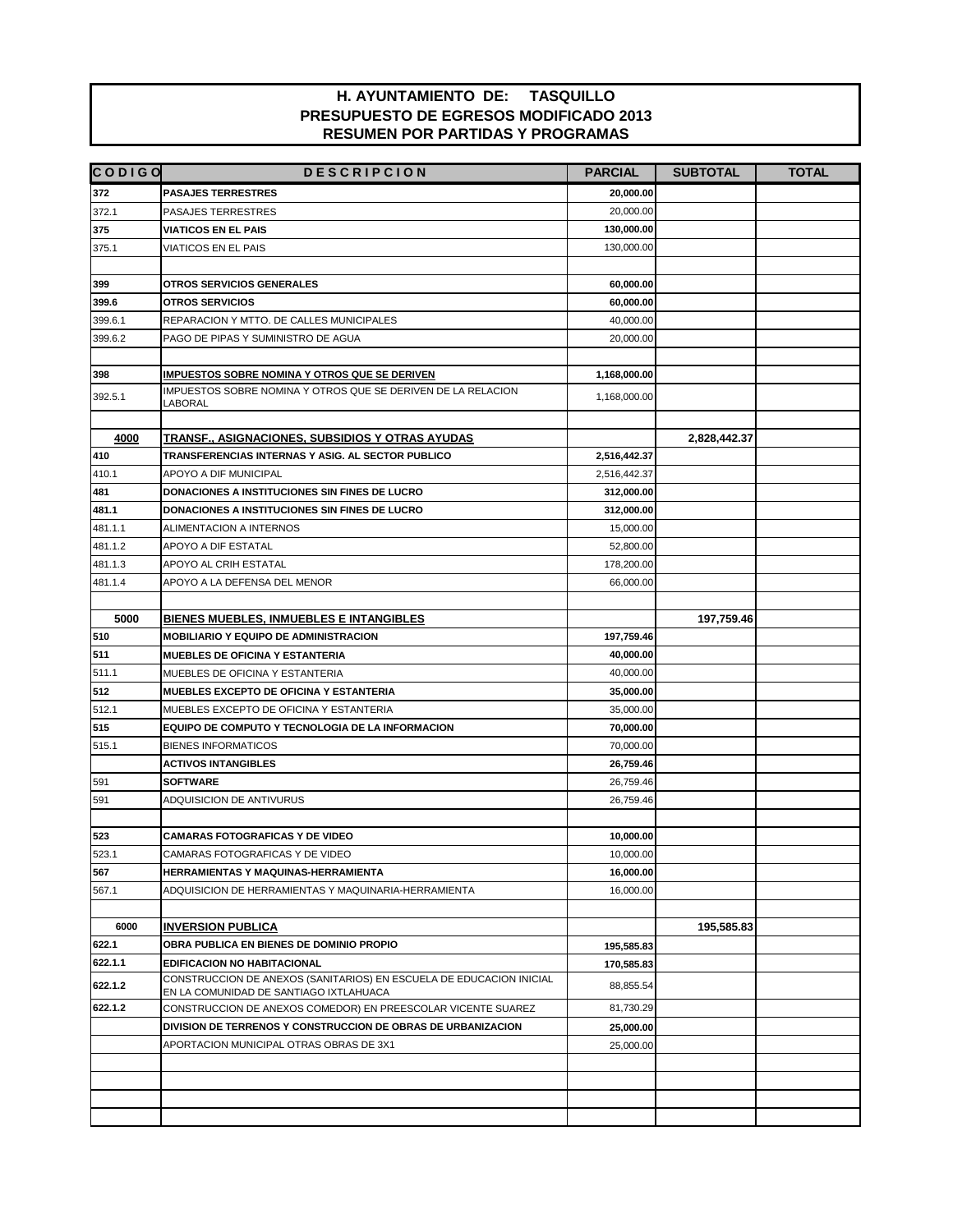# H. AYUNTAMIENTO DE: TASQUILLO
## PRESUPUESTO DE EGRESOS MODIFICADO 2013
## RESUMEN POR PARTIDAS Y PROGRAMAS

| C O D I G O | D E S C R I P C I O N | PARCIAL | SUBTOTAL | TOTAL |
|---|---|---|---|---|
| **372** | **PASAJES TERRESTRES** | **20,000.00** | | |
| 372.1 | PASAJES TERRESTRES | 20,000.00 | | |
| **375** | **VIATICOS EN EL PAIS** | **130,000.00** | | |
| 375.1 | VIATICOS EN EL PAIS | 130,000.00 | | |
| | | | | |
| **399** | **OTROS SERVICIOS GENERALES** | **60,000.00** | | |
| **399.6** | **OTROS SERVICIOS** | **60,000.00** | | |
| 399.6.1 | REPARACION Y MTTO. DE CALLES MUNICIPALES | 40,000.00 | | |
| 399.6.2 | PAGO DE PIPAS Y SUMINISTRO DE AGUA | 20,000.00 | | |
| | | | | |
| **398** | **IMPUESTOS SOBRE NOMINA Y OTROS QUE SE DERIVEN** | **1,168,000.00** | | |
| 392.5.1 | IMPUESTOS SOBRE NOMINA Y OTROS QUE SE DERIVEN DE LA RELACION LABORAL | 1,168,000.00 | | |
| | | | | |
| **4000** | **TRANSF., ASIGNACIONES, SUBSIDIOS Y OTRAS AYUDAS** | | **2,828,442.37** | |
| **410** | **TRANSFERENCIAS INTERNAS Y ASIG. AL SECTOR PUBLICO** | **2,516,442.37** | | |
| 410.1 | APOYO A DIF MUNICIPAL | 2,516,442.37 | | |
| **481** | **DONACIONES A INSTITUCIONES SIN FINES DE LUCRO** | **312,000.00** | | |
| **481.1** | **DONACIONES A INSTITUCIONES SIN FINES DE LUCRO** | **312,000.00** | | |
| 481.1.1 | ALIMENTACION A INTERNOS | 15,000.00 | | |
| 481.1.2 | APOYO A DIF ESTATAL | 52,800.00 | | |
| 481.1.3 | APOYO AL CRIH ESTATAL | 178,200.00 | | |
| 481.1.4 | APOYO A LA DEFENSA DEL MENOR | 66,000.00 | | |
| | | | | |
| **5000** | **BIENES MUEBLES, INMUEBLES E INTANGIBLES** | | **197,759.46** | |
| **510** | **MOBILIARIO Y EQUIPO DE ADMINISTRACION** | **197,759.46** | | |
| **511** | **MUEBLES DE OFICINA Y ESTANTERIA** | **40,000.00** | | |
| 511.1 | MUEBLES DE OFICINA Y ESTANTERIA | 40,000.00 | | |
| **512** | **MUEBLES EXCEPTO DE OFICINA Y ESTANTERIA** | **35,000.00** | | |
| 512.1 | MUEBLES EXCEPTO DE OFICINA Y ESTANTERIA | 35,000.00 | | |
| **515** | **EQUIPO DE COMPUTO Y TECNOLOGIA DE LA INFORMACION** | **70,000.00** | | |
| 515.1 | BIENES INFORMATICOS | 70,000.00 | | |
| | **ACTIVOS INTANGIBLES** | **26,759.46** | | |
| 591 | **SOFTWARE** | 26,759.46 | | |
| 591 | ADQUISICION DE ANTIVURUS | 26,759.46 | | |
| | | | | |
| **523** | **CAMARAS FOTOGRAFICAS Y DE VIDEO** | **10,000.00** | | |
| 523.1 | CAMARAS FOTOGRAFICAS Y DE VIDEO | 10,000.00 | | |
| **567** | **HERRAMIENTAS Y MAQUINAS-HERRAMIENTA** | **16,000.00** | | |
| 567.1 | ADQUISICION DE HERRAMIENTAS Y MAQUINARIA-HERRAMIENTA | 16,000.00 | | |
| | | | | |
| **6000** | **INVERSION PUBLICA** | | **195,585.83** | |
| **622.1** | **OBRA PUBLICA EN BIENES DE DOMINIO PROPIO** | **195,585.83** | | |
| **622.1.1** | **EDIFICACION NO HABITACIONAL** | **170,585.83** | | |
| **622.1.2** | CONSTRUCCION DE ANEXOS (SANITARIOS) EN ESCUELA DE EDUCACION INICIAL EN LA COMUNIDAD DE SANTIAGO IXTLAHUACA | 88,855.54 | | |
| **622.1.2** | CONSTRUCCION DE ANEXOS COMEDOR) EN PREESCOLAR VICENTE SUAREZ | 81,730.29 | | |
| | **DIVISION DE TERRENOS Y CONSTRUCCION DE OBRAS DE URBANIZACION** | **25,000.00** | | |
| | APORTACION MUNICIPAL OTRAS OBRAS DE 3X1 | 25,000.00 | | |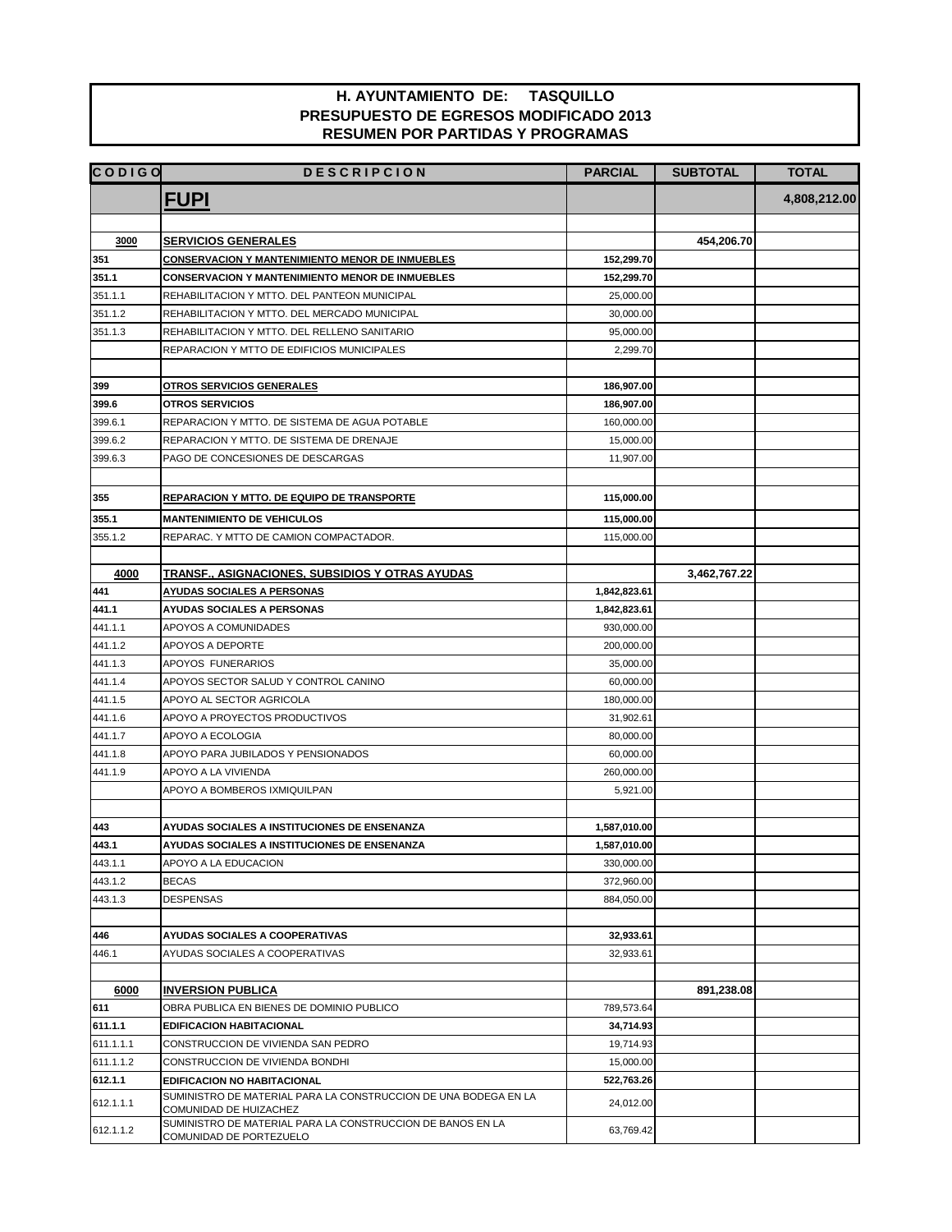# H. AYUNTAMIENTO DE: TASQUILLO
## PRESUPUESTO DE EGRESOS MODIFICADO 2013
## RESUMEN POR PARTIDAS Y PROGRAMAS

| CODIGO | DESCRIPCION | PARCIAL | SUBTOTAL | TOTAL |
|---|---|---|---|---|
| | **FUPI** | | | **4,808,212.00** |
| | | | | |
| **3000** | **SERVICIOS GENERALES** | | **454,206.70** | |
| **351** | **CONSERVACION Y MANTENIMIENTO MENOR DE INMUEBLES** | **152,299.70** | | |
| **351.1** | **CONSERVACION Y MANTENIMIENTO MENOR DE INMUEBLES** | **152,299.70** | | |
| 351.1.1 | REHABILITACION Y MTTO. DEL PANTEON MUNICIPAL | 25,000.00 | | |
| 351.1.2 | REHABILITACION Y MTTO. DEL MERCADO MUNICIPAL | 30,000.00 | | |
| 351.1.3 | REHABILITACION Y MTTO. DEL RELLENO SANITARIO | 95,000.00 | | |
| | REPARACION Y MTTO DE EDIFICIOS MUNICIPALES | 2,299.70 | | |
| | | | | |
| **399** | **OTROS SERVICIOS GENERALES** | **186,907.00** | | |
| **399.6** | **OTROS SERVICIOS** | **186,907.00** | | |
| 399.6.1 | REPARACION Y MTTO. DE SISTEMA DE AGUA POTABLE | 160,000.00 | | |
| 399.6.2 | REPARACION Y MTTO. DE SISTEMA DE DRENAJE | 15,000.00 | | |
| 399.6.3 | PAGO DE CONCESIONES DE DESCARGAS | 11,907.00 | | |
| | | | | |
| **355** | **REPARACION Y MTTO. DE EQUIPO DE TRANSPORTE** | **115,000.00** | | |
| **355.1** | **MANTENIMIENTO DE VEHICULOS** | **115,000.00** | | |
| 355.1.2 | REPARAC. Y MTTO DE CAMION COMPACTADOR. | 115,000.00 | | |
| | | | | |
| **4000** | **TRANSF., ASIGNACIONES, SUBSIDIOS Y OTRAS AYUDAS** | | **3,462,767.22** | |
| **441** | **AYUDAS SOCIALES A PERSONAS** | **1,842,823.61** | | |
| **441.1** | **AYUDAS SOCIALES A PERSONAS** | **1,842,823.61** | | |
| 441.1.1 | APOYOS A COMUNIDADES | 930,000.00 | | |
| 441.1.2 | APOYOS A DEPORTE | 200,000.00 | | |
| 441.1.3 | APOYOS FUNERARIOS | 35,000.00 | | |
| 441.1.4 | APOYOS SECTOR SALUD Y CONTROL CANINO | 60,000.00 | | |
| 441.1.5 | APOYO AL SECTOR AGRICOLA | 180,000.00 | | |
| 441.1.6 | APOYO A PROYECTOS PRODUCTIVOS | 31,902.61 | | |
| 441.1.7 | APOYO A ECOLOGIA | 80,000.00 | | |
| 441.1.8 | APOYO PARA JUBILADOS Y PENSIONADOS | 60,000.00 | | |
| 441.1.9 | APOYO A LA VIVIENDA | 260,000.00 | | |
| | APOYO A BOMBEROS IXMIQUILPAN | 5,921.00 | | |
| | | | | |
| **443** | **AYUDAS SOCIALES A INSTITUCIONES DE ENSENANZA** | **1,587,010.00** | | |
| **443.1** | **AYUDAS SOCIALES A INSTITUCIONES DE ENSENANZA** | **1,587,010.00** | | |
| 443.1.1 | APOYO A LA EDUCACION | 330,000.00 | | |
| 443.1.2 | BECAS | 372,960.00 | | |
| 443.1.3 | DESPENSAS | 884,050.00 | | |
| | | | | |
| **446** | **AYUDAS SOCIALES A COOPERATIVAS** | **32,933.61** | | |
| 446.1 | AYUDAS SOCIALES A COOPERATIVAS | 32,933.61 | | |
| | | | | |
| **6000** | **INVERSION PUBLICA** | | **891,238.08** | |
| **611** | OBRA PUBLICA EN BIENES DE DOMINIO PUBLICO | 789,573.64 | | |
| **611.1.1** | **EDIFICACION HABITACIONAL** | **34,714.93** | | |
| 611.1.1.1 | CONSTRUCCION DE VIVIENDA SAN PEDRO | 19,714.93 | | |
| 611.1.1.2 | CONSTRUCCION DE VIVIENDA BONDHI | 15,000.00 | | |
| **612.1.1** | **EDIFICACION NO HABITACIONAL** | **522,763.26** | | |
| 612.1.1.1 | SUMINISTRO DE MATERIAL PARA LA CONSTRUCCION DE UNA BODEGA EN LA COMUNIDAD DE HUIZACHEZ | 24,012.00 | | |
| 612.1.1.2 | SUMINISTRO DE MATERIAL PARA LA CONSTRUCCION DE BANOS EN LA COMUNIDAD DE PORTEZUELO | 63,769.42 | | |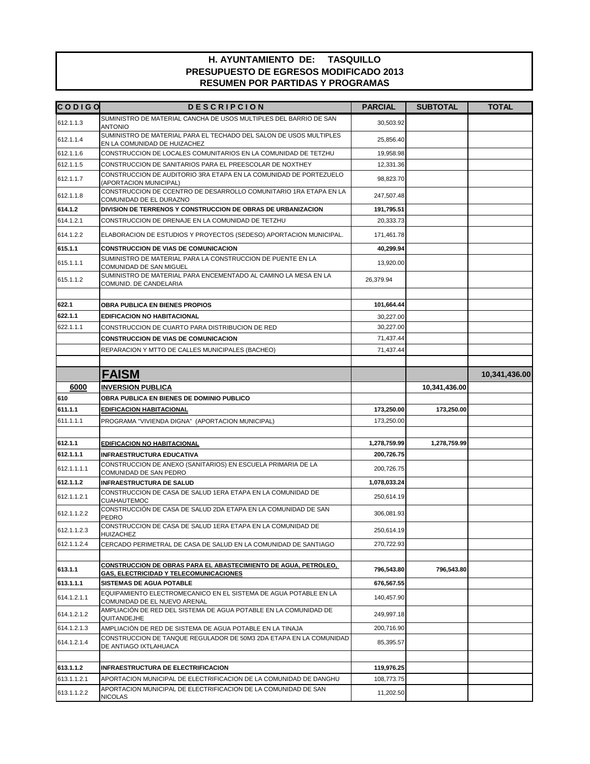# H. AYUNTAMIENTO DE: TASQUILLO
## PRESUPUESTO DE EGRESOS MODIFICADO 2013
## RESUMEN POR PARTIDAS Y PROGRAMAS

| CODIGO | DESCRIPCION | PARCIAL | SUBTOTAL | TOTAL |
|---|---|---|---|---|
| 612.1.1.3 | SUMINISTRO DE MATERIAL CANCHA DE USOS MULTIPLES DEL BARRIO DE SAN ANTONIO | 30,503.92 | | |
| 612.1.1.4 | SUMINISTRO DE MATERIAL PARA EL TECHADO DEL SALON DE USOS MULTIPLES EN LA COMUNIDAD DE HUIZACHEZ | 25,856.40 | | |
| 612.1.1.6 | CONSTRUCCION DE LOCALES COMUNITARIOS EN LA COMUNIDAD DE TETZHU | 19,958.98 | | |
| 612.1.1.5 | CONSTRUCCION DE SANITARIOS PARA EL PREESCOLAR DE NOXTHEY | 12,331.36 | | |
| 612.1.1.7 | CONSTRUCCION DE AUDITORIO 3RA ETAPA EN LA COMUNIDAD DE PORTEZUELO (APORTACION MUNICIPAL) | 98,823.70 | | |
| 612.1.1.8 | CONSTRUCCION DE CCENTRO DE DESARROLLO COMUNITARIO 1RA ETAPA EN LA COMUNIDAD DE EL DURAZNO | 247,507.48 | | |
| **614.1.2** | **DIVISION DE TERRENOS Y CONSTRUCCION DE OBRAS DE URBANIZACION** | **191,795.51** | | |
| 614.1.2.1 | CONSTRUCCION DE DRENAJE EN LA COMUNIDAD DE TETZHU | 20,333.73 | | |
| 614.1.2.2 | ELABORACION DE ESTUDIOS Y PROYECTOS (SEDESO) APORTACION MUNICIPAL. | 171,461.78 | | |
| **615.1.1** | **CONSTRUCCION DE VIAS DE COMUNICACION** | **40,299.94** | | |
| 615.1.1.1 | SUMINISTRO DE MATERIAL PARA LA CONSTRUCCION DE PUENTE EN LA COMUNIDAD DE SAN MIGUEL | 13,920.00 | | |
| 615.1.1.2 | SUMINISTRO DE MATERIAL PARA ENCEMENTADO AL CAMINO LA MESA EN LA COMUNID. DE CANDELARIA | 26,379.94 | | |
| | | | | |
| **622.1** | **OBRA PUBLICA EN BIENES PROPIOS** | **101,664.44** | | |
| **622.1.1** | **EDIFICACION NO HABITACIONAL** | 30,227.00 | | |
| 622.1.1.1 | CONSTRUCCION DE CUARTO PARA DISTRIBUCION DE RED | 30,227.00 | | |
| | **CONSTRUCCION DE VIAS DE COMUNICACION** | 71,437.44 | | |
| | REPARACION Y MTTO DE CALLES MUNICIPALES (BACHEO) | 71,437.44 | | |
| | | | | |
| | **FAISM** | | | **10,341,436.00** |
| **6000** | **INVERSION PUBLICA** | | **10,341,436.00** | |
| **610** | **OBRA PUBLICA EN BIENES DE DOMINIO PUBLICO** | | | |
| **611.1.1** | **EDIFICACION HABITACIONAL** | **173,250.00** | **173,250.00** | |
| 611.1.1.1 | PROGRAMA "VIVIENDA DIGNA" (APORTACION MUNICIPAL) | 173,250.00 | | |
| | | | | |
| **612.1.1** | **EDIFICACION NO HABITACIONAL** | **1,278,759.99** | **1,278,759.99** | |
| **612.1.1.1** | **INFRAESTRUCTURA EDUCATIVA** | **200,726.75** | | |
| 612.1.1.1.1 | CONSTRUCCION DE ANEXO (SANITARIOS) EN ESCUELA PRIMARIA DE LA COMUNIDAD DE SAN PEDRO | 200,726.75 | | |
| **612.1.1.2** | **INFRAESTRUCTURA DE SALUD** | **1,078,033.24** | | |
| 612.1.1.2.1 | CONSTRUCCION DE CASA DE SALUD 1ERA ETAPA EN LA COMUNIDAD DE CUAHAUTEMOC | 250,614.19 | | |
| 612.1.1.2.2 | CONSTRUCCIÓN DE CASA DE SALUD 2DA ETAPA EN LA COMUNIDAD DE SAN PEDRO | 306,081.93 | | |
| 612.1.1.2.3 | CONSTRUCCION DE CASA DE SALUD 1ERA ETAPA EN LA COMUNIDAD DE HUIZACHEZ | 250,614.19 | | |
| 612.1.1.2.4 | CERCADO PERIMETRAL DE CASA DE SALUD EN LA COMUNIDAD DE SANTIAGO | 270,722.93 | | |
| | | | | |
| **613.1.1** | **CONSTRUCCION DE OBRAS PARA EL ABASTECIMIENTO DE AGUA, PETROLEO, GAS, ELECTRICIDAD Y TELECOMUNICACIONES** | **796,543.80** | **796,543.80** | |
| **613.1.1.1** | **SISTEMAS DE AGUA POTABLE** | **676,567.55** | | |
| 614.1.2.1.1 | EQUIPAMIENTO ELECTROMECANICO EN EL SISTEMA DE AGUA POTABLE EN LA COMUNIDAD DE EL NUEVO ARENAL | 140,457.90 | | |
| 614.1.2.1.2 | AMPLIACIÓN DE RED DEL SISTEMA DE AGUA POTABLE EN LA COMUNIDAD DE QUITANDEJHE | 249,997.18 | | |
| 614.1.2.1.3 | AMPLIACIÓN DE RED DE SISTEMA DE AGUA POTABLE EN LA TINAJA | 200,716.90 | | |
| 614.1.2.1.4 | CONSTRUCCION DE TANQUE REGULADOR DE 50M3 2DA ETAPA EN LA COMUNIDAD DE ANTIAGO IXTLAHUACA | 85,395.57 | | |
| | | | | |
| **613.1.1.2** | **INFRAESTRUCTURA DE ELECTRIFICACION** | **119,976.25** | | |
| 613.1.1.2.1 | APORTACION MUNICIPAL DE ELECTRIFICACION DE LA COMUNIDAD DE DANGHU | 108,773.75 | | |
| 613.1.1.2.2 | APORTACION MUNICIPAL DE ELECTRIFICACION DE LA COMUNIDAD DE SAN NICOLAS | 11,202.50 | | |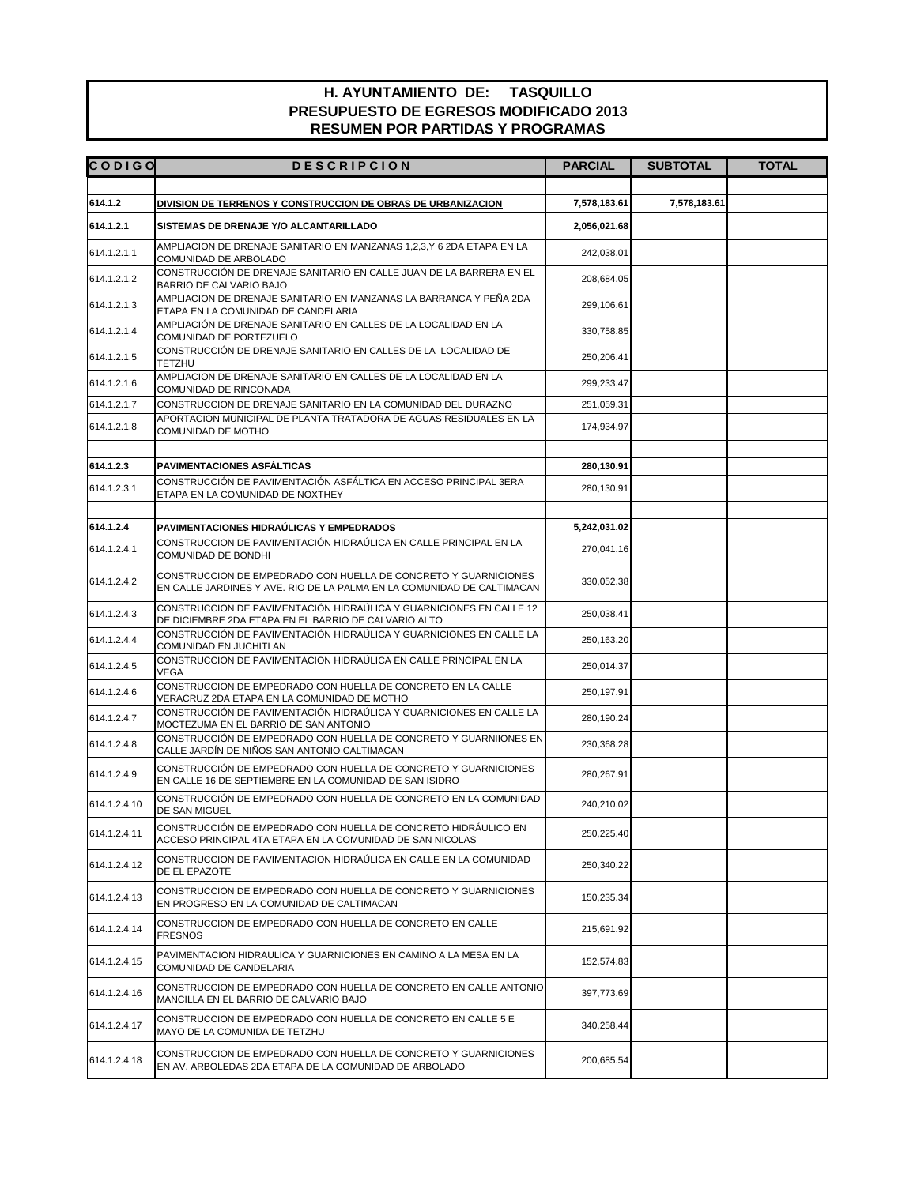# H. AYUNTAMIENTO DE: TASQUILLO
## PRESUPUESTO DE EGRESOS MODIFICADO 2013
## RESUMEN POR PARTIDAS Y PROGRAMAS

| C O D I G O | D E S C R I P C I O N | PARCIAL | SUBTOTAL | TOTAL |
|---|---|---|---|---|
| | | | | |
| **614.1.2** | **DIVISION DE TERRENOS Y CONSTRUCCION DE OBRAS DE URBANIZACION** | **7,578,183.61** | **7,578,183.61** | |
| **614.1.2.1** | **SISTEMAS DE DRENAJE Y/O ALCANTARILLADO** | **2,056,021.68** | | |
| 614.1.2.1.1 | AMPLIACION DE DRENAJE SANITARIO EN MANZANAS 1,2,3,Y 6 2DA ETAPA EN LA COMUNIDAD DE ARBOLADO | 242,038.01 | | |
| 614.1.2.1.2 | CONSTRUCCIÓN DE DRENAJE SANITARIO EN CALLE JUAN DE LA BARRERA EN EL BARRIO DE CALVARIO BAJO | 208,684.05 | | |
| 614.1.2.1.3 | AMPLIACION DE DRENAJE SANITARIO EN MANZANAS LA BARRANCA Y PEÑA 2DA ETAPA EN LA COMUNIDAD DE CANDELARIA | 299,106.61 | | |
| 614.1.2.1.4 | AMPLIACIÓN DE DRENAJE SANITARIO EN CALLES DE LA LOCALIDAD EN LA COMUNIDAD DE PORTEZUELO | 330,758.85 | | |
| 614.1.2.1.5 | CONSTRUCCIÓN DE DRENAJE SANITARIO EN CALLES DE LA LOCALIDAD DE TETZHU | 250,206.41 | | |
| 614.1.2.1.6 | AMPLIACION DE DRENAJE SANITARIO EN CALLES DE LA LOCALIDAD EN LA COMUNIDAD DE RINCONADA | 299,233.47 | | |
| 614.1.2.1.7 | CONSTRUCCION DE DRENAJE SANITARIO EN LA COMUNIDAD DEL DURAZNO | 251,059.31 | | |
| 614.1.2.1.8 | APORTACION MUNICIPAL DE PLANTA TRATADORA DE AGUAS RESIDUALES EN LA COMUNIDAD DE MOTHO | 174,934.97 | | |
| | | | | |
| **614.1.2.3** | **PAVIMENTACIONES ASFÁLTICAS** | **280,130.91** | | |
| 614.1.2.3.1 | CONSTRUCCIÓN DE PAVIMENTACIÓN ASFÁLTICA EN ACCESO PRINCIPAL 3ERA ETAPA EN LA COMUNIDAD DE NOXTHEY | 280,130.91 | | |
| | | | | |
| **614.1.2.4** | **PAVIMENTACIONES HIDRAÚLICAS Y EMPEDRADOS** | **5,242,031.02** | | |
| 614.1.2.4.1 | CONSTRUCCION DE PAVIMENTACIÓN HIDRAÚLICA EN CALLE PRINCIPAL EN LA COMUNIDAD DE BONDHI | 270,041.16 | | |
| 614.1.2.4.2 | CONSTRUCCION DE EMPEDRADO CON HUELLA DE CONCRETO Y GUARNICIONES EN CALLE JARDINES Y AVE. RIO DE LA PALMA EN LA COMUNIDAD DE CALTIMACAN | 330,052.38 | | |
| 614.1.2.4.3 | CONSTRUCCION DE PAVIMENTACIÓN HIDRAÚLICA Y GUARNICIONES EN CALLE 12 DE DICIEMBRE 2DA ETAPA EN EL BARRIO DE CALVARIO ALTO | 250,038.41 | | |
| 614.1.2.4.4 | CONSTRUCCIÓN DE PAVIMENTACIÓN HIDRAÚLICA Y GUARNICIONES EN CALLE LA COMUNIDAD EN JUCHITLAN | 250,163.20 | | |
| 614.1.2.4.5 | CONSTRUCCION DE PAVIMENTACION HIDRAÚLICA EN CALLE PRINCIPAL EN LA VEGA | 250,014.37 | | |
| 614.1.2.4.6 | CONSTRUCCION DE EMPEDRADO CON HUELLA DE CONCRETO EN LA CALLE VERACRUZ 2DA ETAPA EN LA COMUNIDAD DE MOTHO | 250,197.91 | | |
| 614.1.2.4.7 | CONSTRUCCIÓN DE PAVIMENTACIÓN HIDRAÚLICA Y GUARNICIONES EN CALLE LA MOCTEZUMA EN EL BARRIO DE SAN ANTONIO | 280,190.24 | | |
| 614.1.2.4.8 | CONSTRUCCIÓN DE EMPEDRADO CON HUELLA DE CONCRETO Y GUARNIIONES EN CALLE JARDÍN DE NIÑOS SAN ANTONIO CALTIMACAN | 230,368.28 | | |
| 614.1.2.4.9 | CONSTRUCCIÓN DE EMPEDRADO CON HUELLA DE CONCRETO Y GUARNICIONES EN CALLE 16 DE SEPTIEMBRE EN LA COMUNIDAD DE SAN ISIDRO | 280,267.91 | | |
| 614.1.2.4.10 | CONSTRUCCIÓN DE EMPEDRADO CON HUELLA DE CONCRETO EN LA COMUNIDAD DE SAN MIGUEL | 240,210.02 | | |
| 614.1.2.4.11 | CONSTRUCCIÓN DE EMPEDRADO CON HUELLA DE CONCRETO HIDRÁULICO EN ACCESO PRINCIPAL 4TA ETAPA EN LA COMUNIDAD DE SAN NICOLAS | 250,225.40 | | |
| 614.1.2.4.12 | CONSTRUCCION DE PAVIMENTACION HIDRAÚLICA EN CALLE EN LA COMUNIDAD DE EL EPAZOTE | 250,340.22 | | |
| 614.1.2.4.13 | CONSTRUCCION DE EMPEDRADO CON HUELLA DE CONCRETO Y GUARNICIONES EN PROGRESO EN LA COMUNIDAD DE CALTIMACAN | 150,235.34 | | |
| 614.1.2.4.14 | CONSTRUCCION DE EMPEDRADO CON HUELLA DE CONCRETO EN CALLE FRESNOS | 215,691.92 | | |
| 614.1.2.4.15 | PAVIMENTACION HIDRAULICA Y GUARNICIONES EN CAMINO A LA MESA EN LA COMUNIDAD DE CANDELARIA | 152,574.83 | | |
| 614.1.2.4.16 | CONSTRUCCION DE EMPEDRADO CON HUELLA DE CONCRETO EN CALLE ANTONIO MANCILLA EN EL BARRIO DE CALVARIO BAJO | 397,773.69 | | |
| 614.1.2.4.17 | CONSTRUCCION DE EMPEDRADO CON HUELLA DE CONCRETO EN CALLE 5 E MAYO DE LA COMUNIDA DE TETZHU | 340,258.44 | | |
| 614.1.2.4.18 | CONSTRUCCION DE EMPEDRADO CON HUELLA DE CONCRETO Y GUARNICIONES EN AV. ARBOLEDAS 2DA ETAPA DE LA COMUNIDAD DE ARBOLADO | 200,685.54 | | |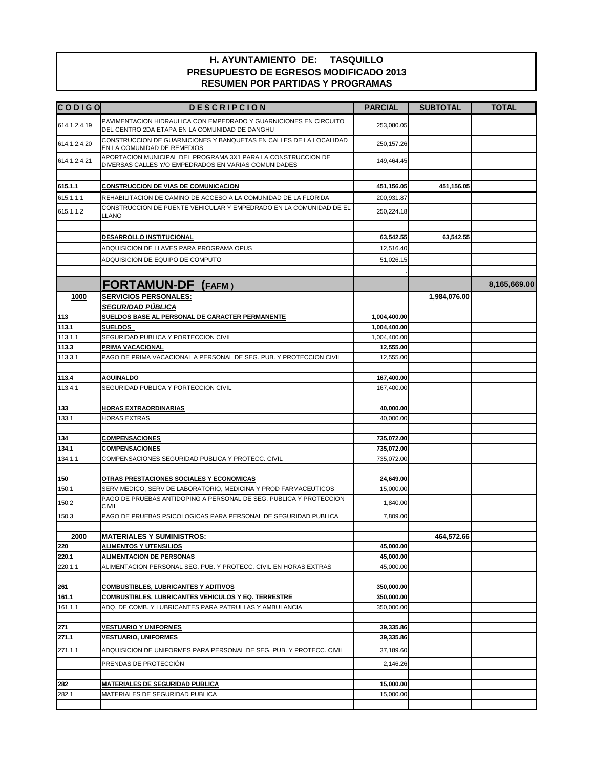# H. AYUNTAMIENTO DE: TASQUILLO
## PRESUPUESTO DE EGRESOS MODIFICADO 2013
## RESUMEN POR PARTIDAS Y PROGRAMAS

| CODIGO | DESCRIPCION | PARCIAL | SUBTOTAL | TOTAL |
|---|---|---|---|---|
| 614.1.2.4.19 | PAVIMENTACION HIDRAULICA CON EMPEDRADO Y GUARNICIONES EN CIRCUITO DEL CENTRO 2DA ETAPA EN LA COMUNIDAD DE DANGHU | 253,080.05 | | |
| 614.1.2.4.20 | CONSTRUCCION DE GUARNICIONES Y BANQUETAS EN CALLES DE LA LOCALIDAD EN LA COMUNIDAD DE REMEDIOS | 250,157.26 | | |
| 614.1.2.4.21 | APORTACION MUNICIPAL DEL PROGRAMA 3X1 PARA LA CONSTRUCCION DE DIVERSAS CALLES Y/O EMPEDRADOS EN VARIAS COMUNIDADES | 149,464.45 | | |
| | | | | |
| **615.1.1** | **CONSTRUCCION DE VIAS DE COMUNICACION** | **451,156.05** | **451,156.05** | |
| 615.1.1.1 | REHABILITACION DE CAMINO DE ACCESO A LA COMUNIDAD DE LA FLORIDA | 200,931.87 | | |
| 615.1.1.2 | CONSTRUCCION DE PUENTE VEHICULAR Y EMPEDRADO EN LA COMUNIDAD DE EL LLANO | 250,224.18 | | |
| | | | | |
| | **DESARROLLO INSTITUCIONAL** | **63,542.55** | **63,542.55** | |
| | ADQUISICION DE LLAVES PARA PROGRAMA OPUS | 12,516.40 | | |
| | ADQUISICION DE EQUIPO DE COMPUTO | 51,026.15 | | |
| | | . | | |
| | **FORTAMUN-DF (FAFM)** | | | **8,165,669.00** |
| **1000** | **SERVICIOS PERSONALES:** | | **1,984,076.00** | |
| | ***SEGURIDAD PÚBLICA*** | | | |
| **113** | **SUELDOS BASE AL PERSONAL DE CARACTER PERMANENTE** | **1,004,400.00** | | |
| **113.1** | **SUELDOS** | **1,004,400.00** | | |
| 113.1.1 | SEGURIDAD PUBLICA Y PORTECCION CIVIL | 1,004,400.00 | | |
| **113.3** | **PRIMA VACACIONAL** | **12,555.00** | | |
| 113.3.1 | PAGO DE PRIMA VACACIONAL A PERSONAL DE SEG. PUB. Y PROTECCION CIVIL | 12,555.00 | | |
| | | | | |
| **113.4** | **AGUINALDO** | **167,400.00** | | |
| 113.4.1 | SEGURIDAD PUBLICA Y PORTECCION CIVIL | 167,400.00 | | |
| | | | | |
| **133** | **HORAS EXTRAORDINARIAS** | **40,000.00** | | |
| 133.1 | HORAS EXTRAS | 40,000.00 | | |
| | | | | |
| **134** | **COMPENSACIONES** | **735,072.00** | | |
| **134.1** | **COMPENSACIONES** | **735,072.00** | | |
| 134.1.1 | COMPENSACIONES SEGURIDAD PUBLICA Y PROTECC. CIVIL | 735,072.00 | | |
| | | | | |
| **150** | **OTRAS PRESTACIONES SOCIALES Y ECONOMICAS** | **24,649.00** | | |
| 150.1 | SERV MEDICO, SERV DE LABORATORIO, MEDICINA Y PROD FARMACEUTICOS | 15,000.00 | | |
| 150.2 | PAGO DE PRUEBAS ANTIDOPING A PERSONAL DE SEG. PUBLICA Y PROTECCION CIVIL | 1,840.00 | | |
| 150.3 | PAGO DE PRUEBAS PSICOLOGICAS PARA PERSONAL DE SEGURIDAD PUBLICA | 7,809.00 | | |
| | | | | |
| **2000** | **MATERIALES Y SUMINISTROS:** | | **464,572.66** | |
| **220** | **ALIMENTOS Y UTENSILIOS** | **45,000.00** | | |
| **220.1** | **ALIMENTACION DE PERSONAS** | **45,000.00** | | |
| 220.1.1 | ALIMENTACION PERSONAL SEG. PUB. Y PROTECC. CIVIL EN HORAS EXTRAS | 45,000.00 | | |
| | | | | |
| **261** | **COMBUSTIBLES, LUBRICANTES Y ADITIVOS** | **350,000.00** | | |
| **161.1** | **COMBUSTIBLES, LUBRICANTES VEHICULOS Y EQ. TERRESTRE** | **350,000.00** | | |
| 161.1.1 | ADQ. DE COMB. Y LUBRICANTES PARA PATRULLAS Y AMBULANCIA | 350,000.00 | | |
| | | | | |
| **271** | **VESTUARIO Y UNIFORMES** | **39,335.86** | | |
| **271.1** | **VESTUARIO, UNIFORMES** | **39,335.86** | | |
| 271.1.1 | ADQUISICION DE UNIFORMES PARA PERSONAL DE SEG. PUB. Y PROTECC. CIVIL | 37,189.60 | | |
| | PRENDAS DE PROTECCIÓN | 2,146.26 | | |
| | | | | |
| **282** | **MATERIALES DE SEGURIDAD PUBLICA** | **15,000.00** | | |
| 282.1 | MATERIALES DE SEGURIDAD PUBLICA | 15,000.00 | | |
| | | | | |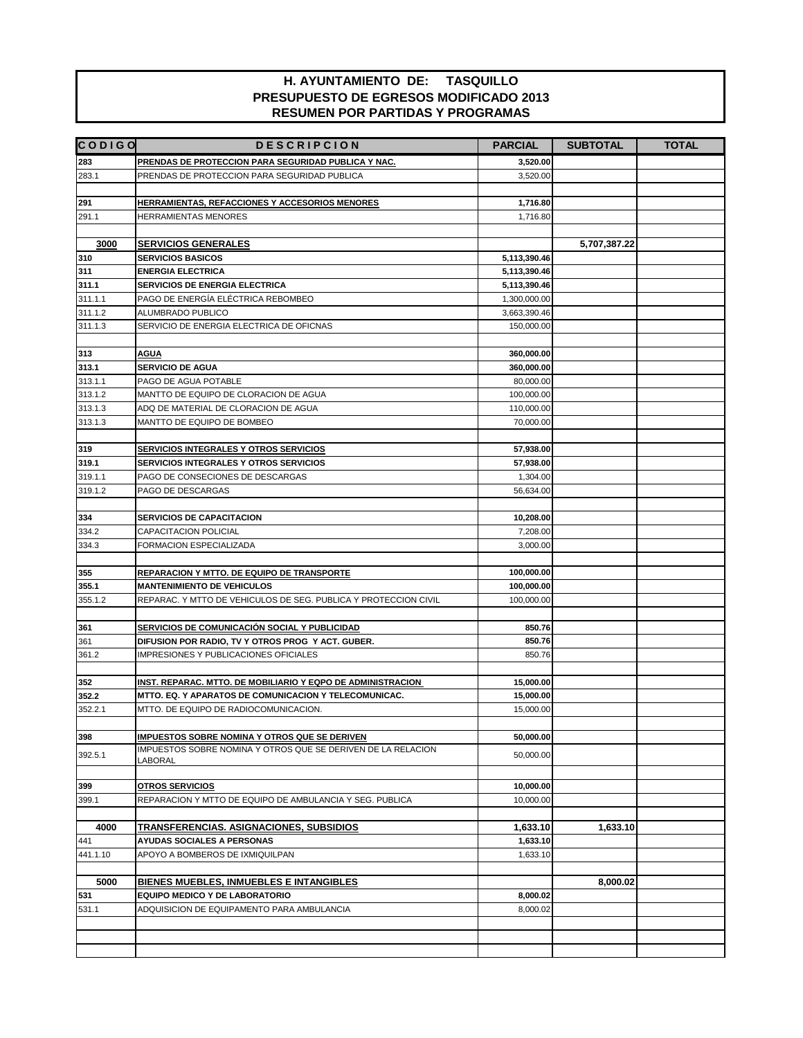# H. AYUNTAMIENTO DE: TASQUILLO
## PRESUPUESTO DE EGRESOS MODIFICADO 2013
## RESUMEN POR PARTIDAS Y PROGRAMAS

| CODIGO | DESCRIPCION | PARCIAL | SUBTOTAL | TOTAL |
|---|---|---|---|---|
| **283** | **PRENDAS DE PROTECCION PARA SEGURIDAD PUBLICA Y NAC.** | **3,520.00** | | |
| 283.1 | PRENDAS DE PROTECCION PARA SEGURIDAD PUBLICA | 3,520.00 | | |
| | | | | |
| **291** | **HERRAMIENTAS, REFACCIONES Y ACCESORIOS MENORES** | **1,716.80** | | |
| 291.1 | HERRAMIENTAS MENORES | 1,716.80 | | |
| | | | | |
| **3000** | **SERVICIOS GENERALES** | | **5,707,387.22** | |
| **310** | **SERVICIOS BASICOS** | **5,113,390.46** | | |
| **311** | **ENERGIA ELECTRICA** | **5,113,390.46** | | |
| **311.1** | **SERVICIOS DE ENERGIA ELECTRICA** | **5,113,390.46** | | |
| 311.1.1 | PAGO DE ENERGÍA ELÉCTRICA REBOMBEO | 1,300,000.00 | | |
| 311.1.2 | ALUMBRADO PUBLICO | 3,663,390.46 | | |
| 311.1.3 | SERVICIO DE ENERGIA ELECTRICA DE OFICNAS | 150,000.00 | | |
| | | | | |
| **313** | **AGUA** | **360,000.00** | | |
| **313.1** | **SERVICIO DE AGUA** | **360,000.00** | | |
| 313.1.1 | PAGO DE AGUA POTABLE | 80,000.00 | | |
| 313.1.2 | MANTTO DE EQUIPO DE CLORACION DE AGUA | 100,000.00 | | |
| 313.1.3 | ADQ DE MATERIAL DE CLORACION DE AGUA | 110,000.00 | | |
| 313.1.3 | MANTTO DE EQUIPO DE BOMBEO | 70,000.00 | | |
| | | | | |
| **319** | **SERVICIOS INTEGRALES Y OTROS SERVICIOS** | **57,938.00** | | |
| **319.1** | **SERVICIOS INTEGRALES Y OTROS SERVICIOS** | **57,938.00** | | |
| 319.1.1 | PAGO DE CONSECIONES DE DESCARGAS | 1,304.00 | | |
| 319.1.2 | PAGO DE DESCARGAS | 56,634.00 | | |
| | | | | |
| **334** | **SERVICIOS DE CAPACITACION** | **10,208.00** | | |
| 334.2 | CAPACITACION POLICIAL | 7,208.00 | | |
| 334.3 | FORMACION ESPECIALIZADA | 3,000.00 | | |
| | | | | |
| **355** | **REPARACION Y MTTO. DE EQUIPO DE TRANSPORTE** | **100,000.00** | | |
| **355.1** | **MANTENIMIENTO DE VEHICULOS** | **100,000.00** | | |
| 355.1.2 | REPARAC. Y MTTO DE VEHICULOS DE SEG. PUBLICA Y PROTECCION CIVIL | 100,000.00 | | |
| | | | | |
| **361** | **SERVICIOS DE COMUNICACIÓN SOCIAL Y PUBLICIDAD** | **850.76** | | |
| 361 | **DIFUSION POR RADIO, TV Y OTROS PROG Y ACT. GUBER.** | **850.76** | | |
| 361.2 | IMPRESIONES Y PUBLICACIONES OFICIALES | 850.76 | | |
| | | | | |
| **352** | **INST. REPARAC. MTTO. DE MOBILIARIO Y EQPO DE ADMINISTRACION** | **15,000.00** | | |
| **352.2** | **MTTO. EQ. Y APARATOS DE COMUNICACION Y TELECOMUNICAC.** | **15,000.00** | | |
| 352.2.1 | MTTO. DE EQUIPO DE RADIOCOMUNICACION. | 15,000.00 | | |
| | | | | |
| **398** | **IMPUESTOS SOBRE NOMINA Y OTROS QUE SE DERIVEN** | **50,000.00** | | |
| 392.5.1 | IMPUESTOS SOBRE NOMINA Y OTROS QUE SE DERIVEN DE LA RELACION LABORAL | 50,000.00 | | |
| | | | | |
| **399** | **OTROS SERVICIOS** | **10,000.00** | | |
| 399.1 | REPARACION Y MTTO DE EQUIPO DE AMBULANCIA Y SEG. PUBLICA | 10,000.00 | | |
| | | | | |
| **4000** | **TRANSFERENCIAS. ASIGNACIONES, SUBSIDIOS** | **1,633.10** | **1,633.10** | |
| 441 | **AYUDAS SOCIALES A PERSONAS** | **1,633.10** | | |
| 441.1.10 | APOYO A BOMBEROS DE IXMIQUILPAN | 1,633.10 | | |
| | | | | |
| **5000** | **BIENES MUEBLES, INMUEBLES E INTANGIBLES** | | **8,000.02** | |
| **531** | **EQUIPO MEDICO Y DE LABORATORIO** | **8,000.02** | | |
| 531.1 | ADQUISICION DE EQUIPAMENTO PARA AMBULANCIA | 8,000.02 | | |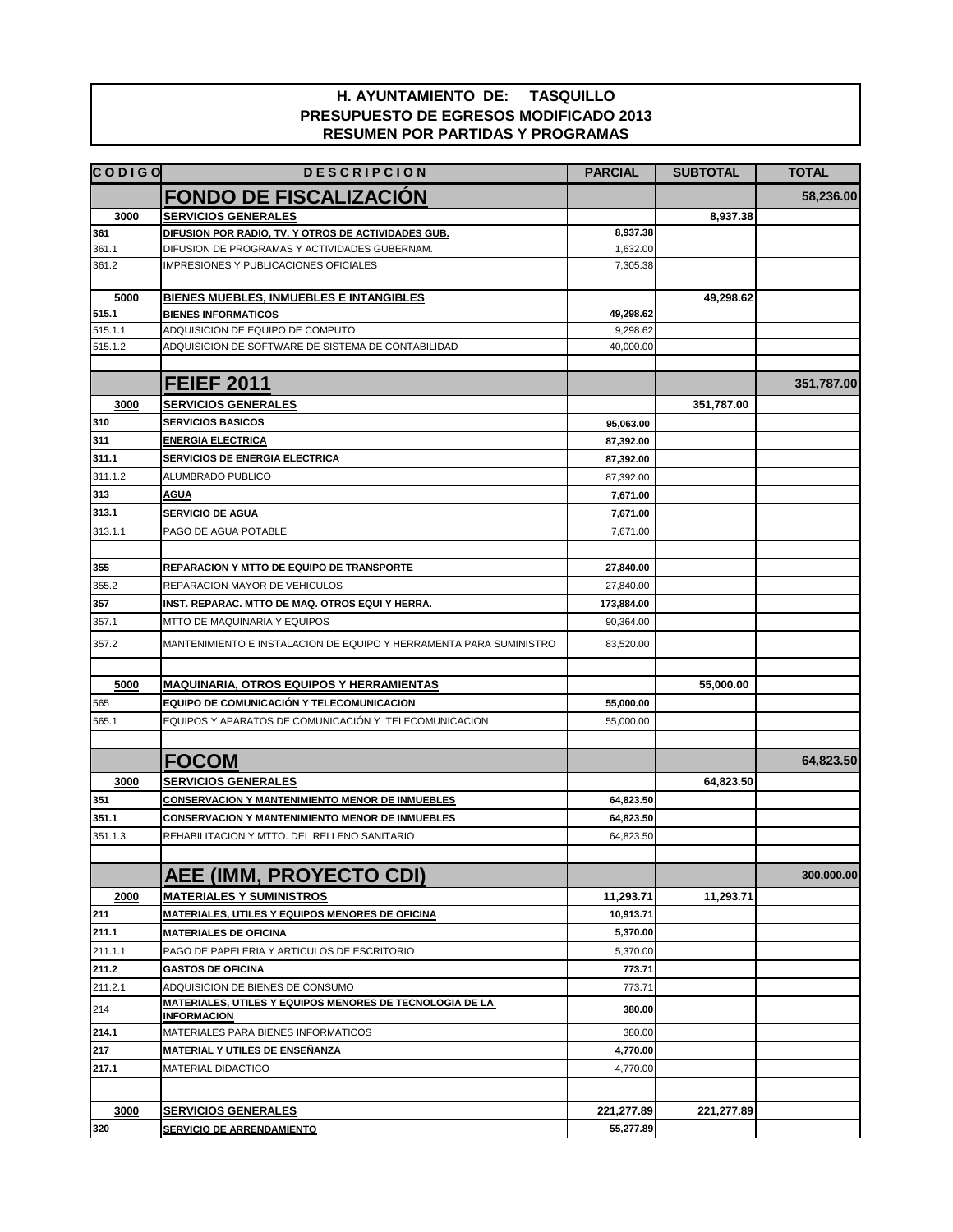**H. AYUNTAMIENTO DE: TASQUILLO**
**PRESUPUESTO DE EGRESOS MODIFICADO 2013**
**RESUMEN POR PARTIDAS Y PROGRAMAS**

| CODIGO | DESCRIPCION | PARCIAL | SUBTOTAL | TOTAL |
|---|---|---|---|---|
| | **FONDO DE FISCALIZACIÓN** | | | **58,236.00** |
| **3000** | **SERVICIOS GENERALES** | | **8,937.38** | |
| **361** | **DIFUSION POR RADIO, TV. Y OTROS DE ACTIVIDADES GUB.** | **8,937.38** | | |
| 361.1 | DIFUSION DE PROGRAMAS Y ACTIVIDADES GUBERNAM. | 1,632.00 | | |
| 361.2 | IMPRESIONES Y PUBLICACIONES OFICIALES | 7,305.38 | | |
| | | | | |
| **5000** | **BIENES MUEBLES, INMUEBLES E INTANGIBLES** | | **49,298.62** | |
| **515.1** | **BIENES INFORMATICOS** | **49,298.62** | | |
| 515.1.1 | ADQUISICION DE EQUIPO DE COMPUTO | 9,298.62 | | |
| 515.1.2 | ADQUISICION DE SOFTWARE DE SISTEMA DE CONTABILIDAD | 40,000.00 | | |
| | | | | |
| | **FEIEF 2011** | | | **351,787.00** |
| **3000** | **SERVICIOS GENERALES** | | **351,787.00** | |
| **310** | **SERVICIOS BASICOS** | **95,063.00** | | |
| **311** | **ENERGIA ELECTRICA** | **87,392.00** | | |
| **311.1** | **SERVICIOS DE ENERGIA ELECTRICA** | **87,392.00** | | |
| 311.1.2 | ALUMBRADO PUBLICO | 87,392.00 | | |
| **313** | **AGUA** | **7,671.00** | | |
| **313.1** | **SERVICIO DE AGUA** | **7,671.00** | | |
| 313.1.1 | PAGO DE AGUA POTABLE | 7,671.00 | | |
| | | | | |
| **355** | **REPARACION Y MTTO DE EQUIPO DE TRANSPORTE** | **27,840.00** | | |
| 355.2 | REPARACION MAYOR DE VEHICULOS | 27,840.00 | | |
| **357** | **INST. REPARAC. MTTO DE MAQ. OTROS EQUI Y HERRA.** | **173,884.00** | | |
| 357.1 | MTTO DE MAQUINARIA Y EQUIPOS | 90,364.00 | | |
| 357.2 | MANTENIMIENTO E INSTALACION DE EQUIPO Y HERRAMIENTA PARA SUMINISTRO | 83,520.00 | | |
| | | | | |
| **5000** | **MAQUINARIA, OTROS EQUIPOS Y HERRAMIENTAS** | | **55,000.00** | |
| 565 | **EQUIPO DE COMUNICACIÓN Y TELECOMUNICACION** | **55,000.00** | | |
| 565.1 | EQUIPOS Y APARATOS DE COMUNICACIÓN Y TELECOMUNICACION | 55,000.00 | | |
| | | | | |
| | **FOCOM** | | | **64,823.50** |
| **3000** | **SERVICIOS GENERALES** | | **64,823.50** | |
| **351** | **CONSERVACION Y MANTENIMIENTO MENOR DE INMUEBLES** | **64,823.50** | | |
| **351.1** | **CONSERVACION Y MANTENIMIENTO MENOR DE INMUEBLES** | **64,823.50** | | |
| 351.1.3 | REHABILITACION Y MTTO. DEL RELLENO SANITARIO | 64,823.50 | | |
| | | | | |
| | **AEE (IMM, PROYECTO CDI)** | | | **300,000.00** |
| **2000** | **MATERIALES Y SUMINISTROS** | **11,293.71** | **11,293.71** | |
| **211** | **MATERIALES, UTILES Y EQUIPOS MENORES DE OFICINA** | **10,913.71** | | |
| **211.1** | **MATERIALES DE OFICINA** | **5,370.00** | | |
| 211.1.1 | PAGO DE PAPELERIA Y ARTICULOS DE ESCRITORIO | 5,370.00 | | |
| **211.2** | **GASTOS DE OFICINA** | **773.71** | | |
| 211.2.1 | ADQUISICION DE BIENES DE CONSUMO | 773.71 | | |
| 214 | **MATERIALES, UTILES Y EQUIPOS MENORES DE TECNOLOGIA DE LA INFORMACION** | **380.00** | | |
| **214.1** | MATERIALES PARA BIENES INFORMATICOS | 380.00 | | |
| **217** | **MATERIAL Y UTILES DE ENSEÑANZA** | **4,770.00** | | |
| **217.1** | MATERIAL DIDACTICO | 4,770.00 | | |
| | | | | |
| **3000** | **SERVICIOS GENERALES** | **221,277.89** | **221,277.89** | |
| **320** | **SERVICIO DE ARRENDAMIENTO** | **55,277.89** | | |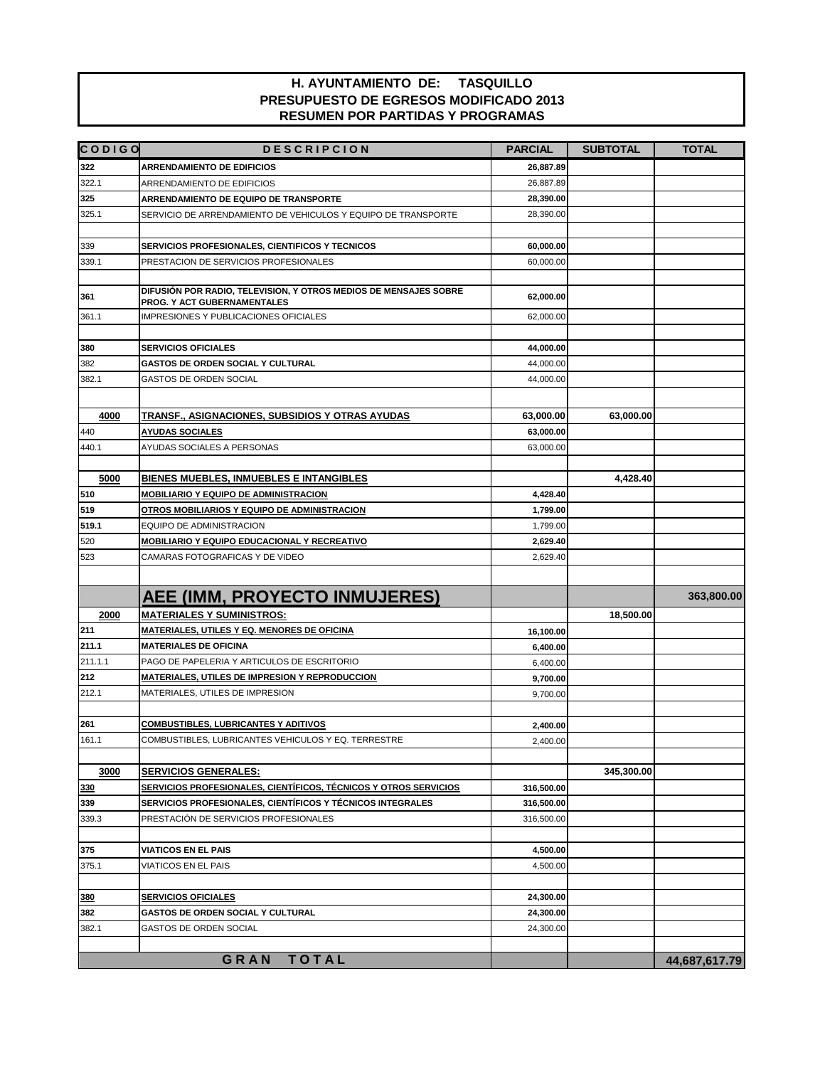# H. AYUNTAMIENTO DE: TASQUILLO
## PRESUPUESTO DE EGRESOS MODIFICADO 2013
## RESUMEN POR PARTIDAS Y PROGRAMAS

| CODIGO | DESCRIPCION | PARCIAL | SUBTOTAL | TOTAL |
|---|---|---|---|---|
| **322** | **ARRENDAMIENTO DE EDIFICIOS** | **26,887.89** | | |
| 322.1 | ARRENDAMIENTO DE EDIFICIOS | 26,887.89 | | |
| **325** | **ARRENDAMIENTO DE EQUIPO DE TRANSPORTE** | **28,390.00** | | |
| 325.1 | SERVICIO DE ARRENDAMIENTO DE VEHICULOS Y EQUIPO DE TRANSPORTE | 28,390.00 | | |
| | | | | |
| 339 | **SERVICIOS PROFESIONALES, CIENTIFICOS Y TECNICOS** | **60,000.00** | | |
| 339.1 | PRESTACION DE SERVICIOS PROFESIONALES | 60,000.00 | | |
| | | | | |
| **361** | **DIFUSIÓN POR RADIO, TELEVISION, Y OTROS MEDIOS DE MENSAJES SOBRE PROG. Y ACT GUBERNAMENTALES** | **62,000.00** | | |
| 361.1 | IMPRESIONES Y PUBLICACIONES OFICIALES | 62,000.00 | | |
| | | | | |
| **380** | **SERVICIOS OFICIALES** | **44,000.00** | | |
| 382 | **GASTOS DE ORDEN SOCIAL Y CULTURAL** | 44,000.00 | | |
| 382.1 | GASTOS DE ORDEN SOCIAL | 44,000.00 | | |
| | | | | |
| **4000** | **TRANSF., ASIGNACIONES, SUBSIDIOS Y OTRAS AYUDAS** | **63,000.00** | **63,000.00** | |
| 440 | **AYUDAS SOCIALES** | **63,000.00** | | |
| 440.1 | AYUDAS SOCIALES A PERSONAS | 63,000.00 | | |
| | | | | |
| **5000** | **BIENES MUEBLES, INMUEBLES E INTANGIBLES** | | **4,428.40** | |
| **510** | **MOBILIARIO Y EQUIPO DE ADMINISTRACION** | **4,428.40** | | |
| **519** | **OTROS MOBILIARIOS Y EQUIPO DE ADMINISTRACION** | **1,799.00** | | |
| **519.1** | EQUIPO DE ADMINISTRACION | 1,799.00 | | |
| 520 | **MOBILIARIO Y EQUIPO EDUCACIONAL Y RECREATIVO** | **2,629.40** | | |
| 523 | CAMARAS FOTOGRAFICAS Y DE VIDEO | 2,629.40 | | |
| | | | | |
| | **AEE (IMM, PROYECTO INMUJERES)** | | | **363,800.00** |
| **2000** | **MATERIALES Y SUMINISTROS:** | | **18,500.00** | |
| **211** | **MATERIALES, UTILES Y EQ. MENORES DE OFICINA** | **16,100.00** | | |
| **211.1** | **MATERIALES DE OFICINA** | **6,400.00** | | |
| 211.1.1 | PAGO DE PAPELERIA Y ARTICULOS DE ESCRITORIO | 6,400.00 | | |
| **212** | **MATERIALES, UTILES DE IMPRESION Y REPRODUCCION** | **9,700.00** | | |
| 212.1 | MATERIALES, UTILES DE IMPRESION | 9,700.00 | | |
| | | | | |
| **261** | **COMBUSTIBLES, LUBRICANTES Y ADITIVOS** | **2,400.00** | | |
| 161.1 | COMBUSTIBLES, LUBRICANTES VEHICULOS Y EQ. TERRESTRE | 2,400.00 | | |
| | | | | |
| **3000** | **SERVICIOS GENERALES:** | | **345,300.00** | |
| **330** | **SERVICIOS PROFESIONALES, CIENTÍFICOS, TÉCNICOS Y OTROS SERVICIOS** | **316,500.00** | | |
| **339** | **SERVICIOS PROFESIONALES, CIENTÍFICOS Y TÉCNICOS INTEGRALES** | **316,500.00** | | |
| 339.3 | PRESTACIÓN DE SERVICIOS PROFESIONALES | 316,500.00 | | |
| | | | | |
| **375** | **VIATICOS EN EL PAIS** | **4,500.00** | | |
| 375.1 | VIATICOS EN EL PAIS | 4,500.00 | | |
| | | | | |
| **380** | **SERVICIOS OFICIALES** | **24,300.00** | | |
| **382** | **GASTOS DE ORDEN SOCIAL Y CULTURAL** | **24,300.00** | | |
| 382.1 | GASTOS DE ORDEN SOCIAL | 24,300.00 | | |
| | | | | |
| | **GRAN TOTAL** | | | **44,687,617.79** |